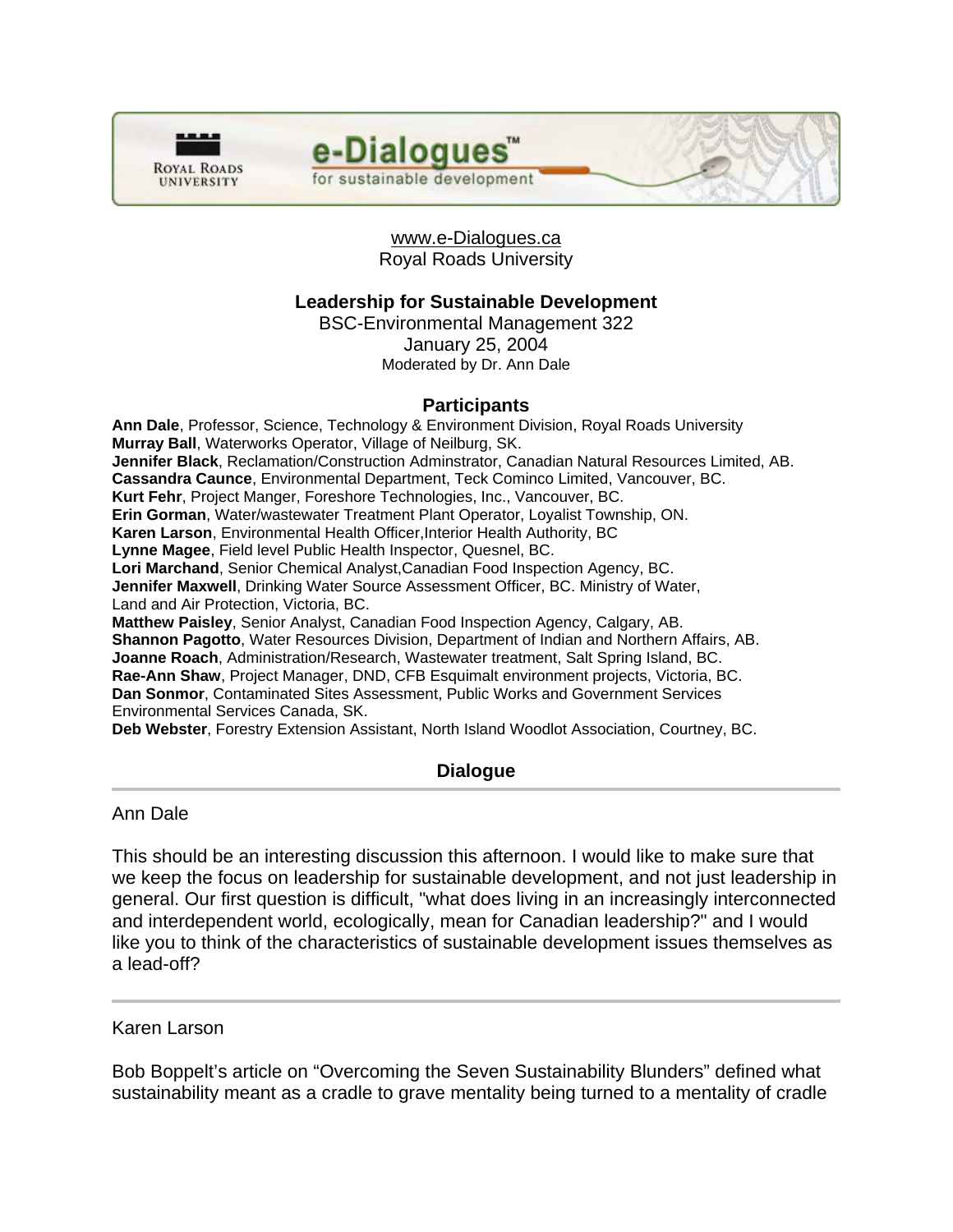www.e-Dialogues.ca
Royal Roads University

# Leadership for Sustainable Development

BSC-Environmental Management 322
January 25, 2004
Moderated by Dr. Ann Dale

## Participants

**Ann Dale**, Professor, Science, Technology & Environment Division, Royal Roads University
**Murray Ball**, Waterworks Operator, Village of Neilburg, SK.
**Jennifer Black**, Reclamation/Construction Adminstrator, Canadian Natural Resources Limited, AB.
**Cassandra Caunce**, Environmental Department, Teck Cominco Limited, Vancouver, BC.
**Kurt Fehr**, Project Manger, Foreshore Technologies, Inc., Vancouver, BC.
**Erin Gorman**, Water/wastewater Treatment Plant Operator, Loyalist Township, ON.
**Karen Larson**, Environmental Health Officer,Interior Health Authority, BC
**Lynne Magee**, Field level Public Health Inspector, Quesnel, BC.
**Lori Marchand**, Senior Chemical Analyst,Canadian Food Inspection Agency, BC.
**Jennifer Maxwell**, Drinking Water Source Assessment Officer, BC. Ministry of Water, Land and Air Protection, Victoria, BC.
**Matthew Paisley**, Senior Analyst, Canadian Food Inspection Agency, Calgary, AB.
**Shannon Pagotto**, Water Resources Division, Department of Indian and Northern Affairs, AB.
**Joanne Roach**, Administration/Research, Wastewater treatment, Salt Spring Island, BC.
**Rae-Ann Shaw**, Project Manager, DND, CFB Esquimalt environment projects, Victoria, BC.
**Dan Sonmor**, Contaminated Sites Assessment, Public Works and Government Services Environmental Services Canada, SK.
**Deb Webster**, Forestry Extension Assistant, North Island Woodlot Association, Courtney, BC.

## Dialogue

---

Ann Dale

This should be an interesting discussion this afternoon. I would like to make sure that we keep the focus on leadership for sustainable development, and not just leadership in general. Our first question is difficult, "what does living in an increasingly interconnected and interdependent world, ecologically, mean for Canadian leadership?" and I would like you to think of the characteristics of sustainable development issues themselves as a lead-off?

---

Karen Larson

Bob Boppelt's article on "Overcoming the Seven Sustainability Blunders" defined what sustainability meant as a cradle to grave mentality being turned to a mentality of cradle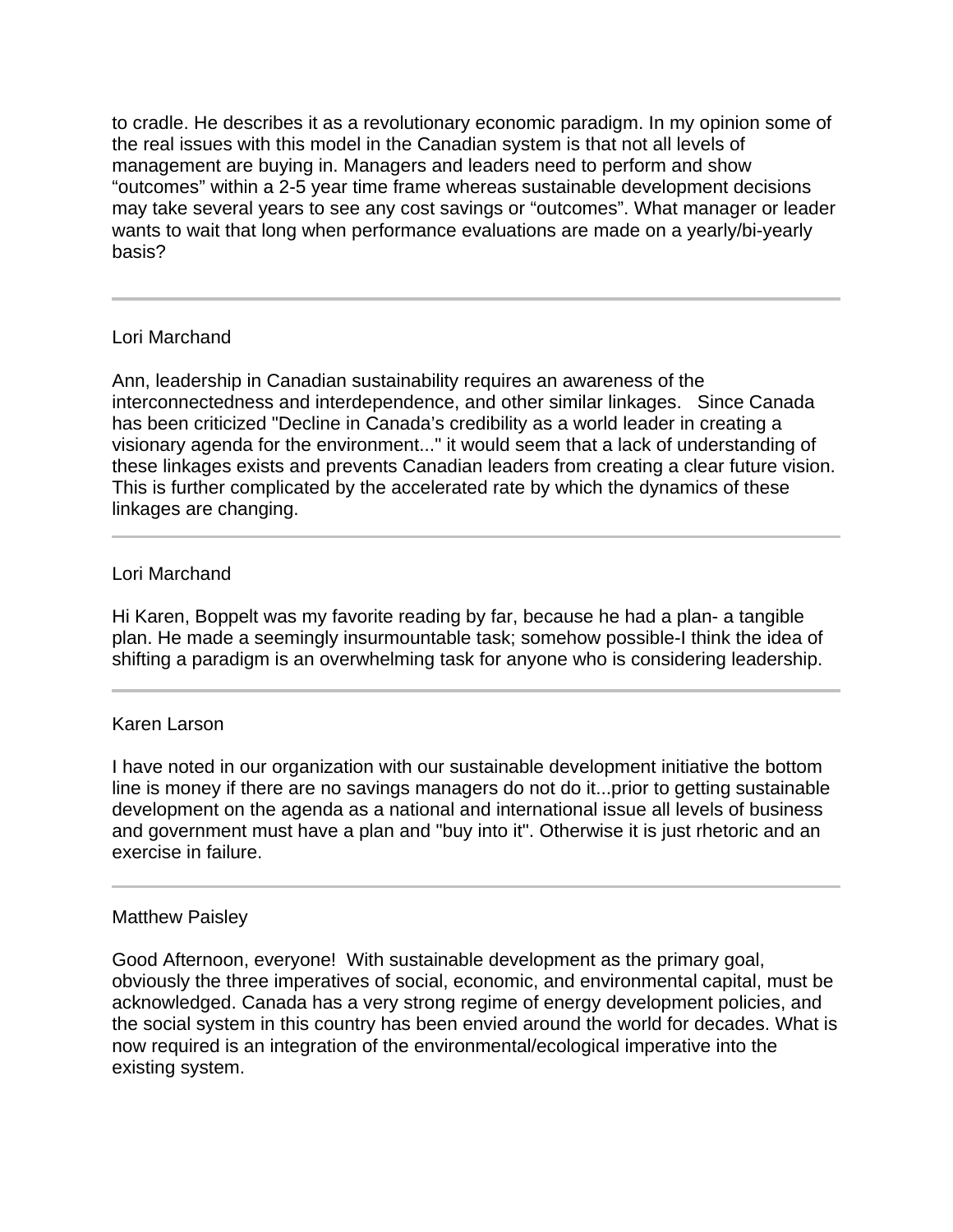to cradle. He describes it as a revolutionary economic paradigm. In my opinion some of the real issues with this model in the Canadian system is that not all levels of management are buying in. Managers and leaders need to perform and show “outcomes” within a 2-5 year time frame whereas sustainable development decisions may take several years to see any cost savings or “outcomes”. What manager or leader wants to wait that long when performance evaluations are made on a yearly/bi-yearly basis?

---

Lori Marchand

Ann, leadership in Canadian sustainability requires an awareness of the interconnectedness and interdependence, and other similar linkages. Since Canada has been criticized "Decline in Canada’s credibility as a world leader in creating a visionary agenda for the environment..." it would seem that a lack of understanding of these linkages exists and prevents Canadian leaders from creating a clear future vision. This is further complicated by the accelerated rate by which the dynamics of these linkages are changing.

---

Lori Marchand

Hi Karen, Boppelt was my favorite reading by far, because he had a plan- a tangible plan. He made a seemingly insurmountable task; somehow possible-I think the idea of shifting a paradigm is an overwhelming task for anyone who is considering leadership.

---

Karen Larson

I have noted in our organization with our sustainable development initiative the bottom line is money if there are no savings managers do not do it...prior to getting sustainable development on the agenda as a national and international issue all levels of business and government must have a plan and "buy into it". Otherwise it is just rhetoric and an exercise in failure.

---

Matthew Paisley

Good Afternoon, everyone! With sustainable development as the primary goal, obviously the three imperatives of social, economic, and environmental capital, must be acknowledged. Canada has a very strong regime of energy development policies, and the social system in this country has been envied around the world for decades. What is now required is an integration of the environmental/ecological imperative into the existing system.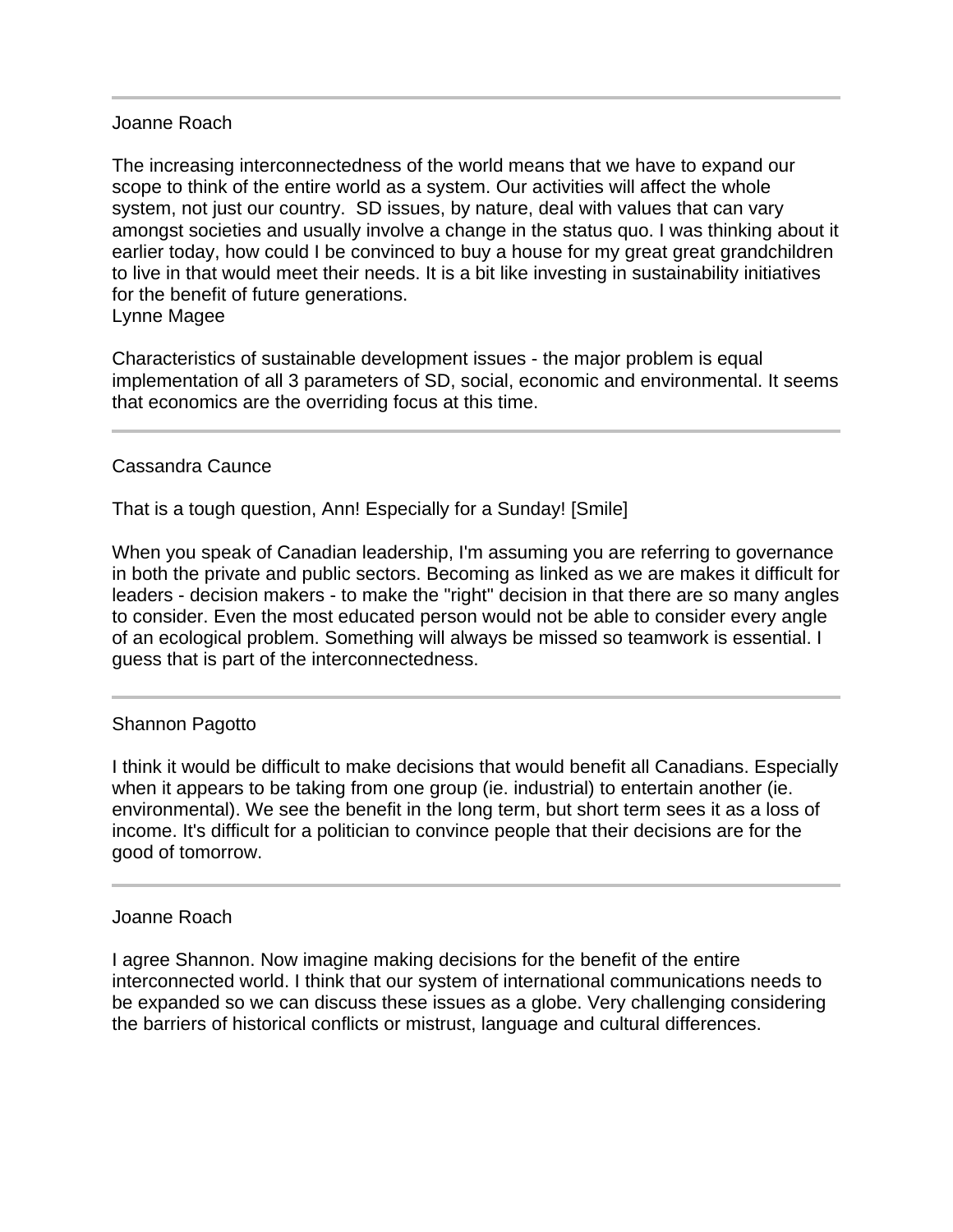---

Joanne Roach

The increasing interconnectedness of the world means that we have to expand our scope to think of the entire world as a system. Our activities will affect the whole system, not just our country.  SD issues, by nature, deal with values that can vary amongst societies and usually involve a change in the status quo. I was thinking about it earlier today, how could I be convinced to buy a house for my great great grandchildren to live in that would meet their needs. It is a bit like investing in sustainability initiatives for the benefit of future generations.
Lynne Magee

Characteristics of sustainable development issues - the major problem is equal implementation of all 3 parameters of SD, social, economic and environmental. It seems that economics are the overriding focus at this time.

---

Cassandra Caunce

That is a tough question, Ann! Especially for a Sunday! [Smile]

When you speak of Canadian leadership, I'm assuming you are referring to governance in both the private and public sectors. Becoming as linked as we are makes it difficult for leaders - decision makers - to make the "right" decision in that there are so many angles to consider. Even the most educated person would not be able to consider every angle of an ecological problem. Something will always be missed so teamwork is essential. I guess that is part of the interconnectedness.

---

Shannon Pagotto

I think it would be difficult to make decisions that would benefit all Canadians. Especially when it appears to be taking from one group (ie. industrial) to entertain another (ie. environmental). We see the benefit in the long term, but short term sees it as a loss of income. It's difficult for a politician to convince people that their decisions are for the good of tomorrow.

---

Joanne Roach

I agree Shannon. Now imagine making decisions for the benefit of the entire interconnected world. I think that our system of international communications needs to be expanded so we can discuss these issues as a globe. Very challenging considering the barriers of historical conflicts or mistrust, language and cultural differences.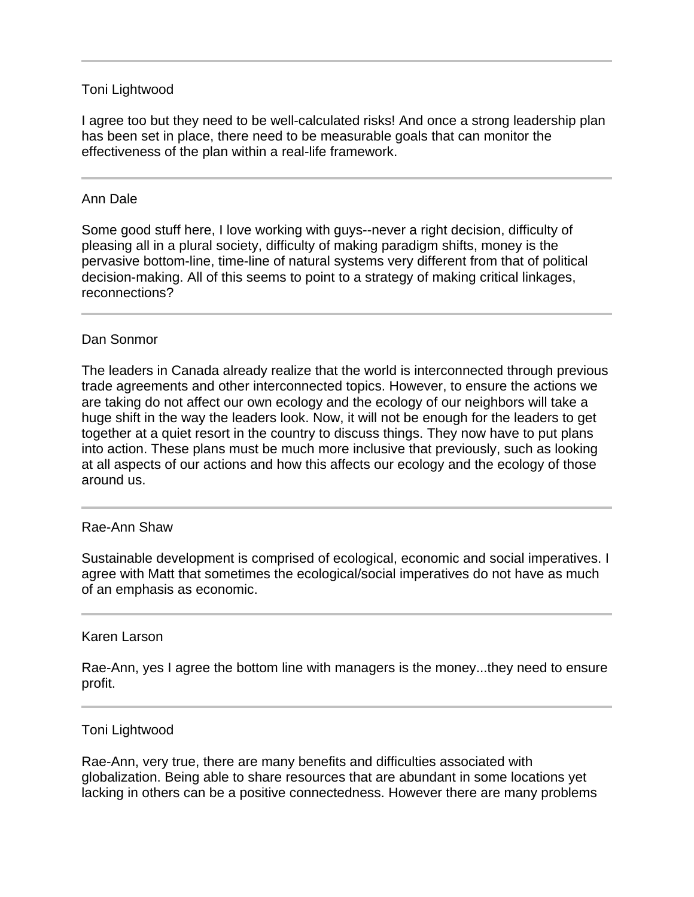---

Toni Lightwood

I agree too but they need to be well-calculated risks! And once a strong leadership plan has been set in place, there need to be measurable goals that can monitor the effectiveness of the plan within a real-life framework.

---

Ann Dale

Some good stuff here, I love working with guys--never a right decision, difficulty of pleasing all in a plural society, difficulty of making paradigm shifts, money is the pervasive bottom-line, time-line of natural systems very different from that of political decision-making. All of this seems to point to a strategy of making critical linkages, reconnections?

---

Dan Sonmor

The leaders in Canada already realize that the world is interconnected through previous trade agreements and other interconnected topics. However, to ensure the actions we are taking do not affect our own ecology and the ecology of our neighbors will take a huge shift in the way the leaders look. Now, it will not be enough for the leaders to get together at a quiet resort in the country to discuss things. They now have to put plans into action. These plans must be much more inclusive that previously, such as looking at all aspects of our actions and how this affects our ecology and the ecology of those around us.

---

Rae-Ann Shaw

Sustainable development is comprised of ecological, economic and social imperatives. I agree with Matt that sometimes the ecological/social imperatives do not have as much of an emphasis as economic.

---

Karen Larson

Rae-Ann, yes I agree the bottom line with managers is the money...they need to ensure profit.

---

Toni Lightwood

Rae-Ann, very true, there are many benefits and difficulties associated with globalization. Being able to share resources that are abundant in some locations yet lacking in others can be a positive connectedness. However there are many problems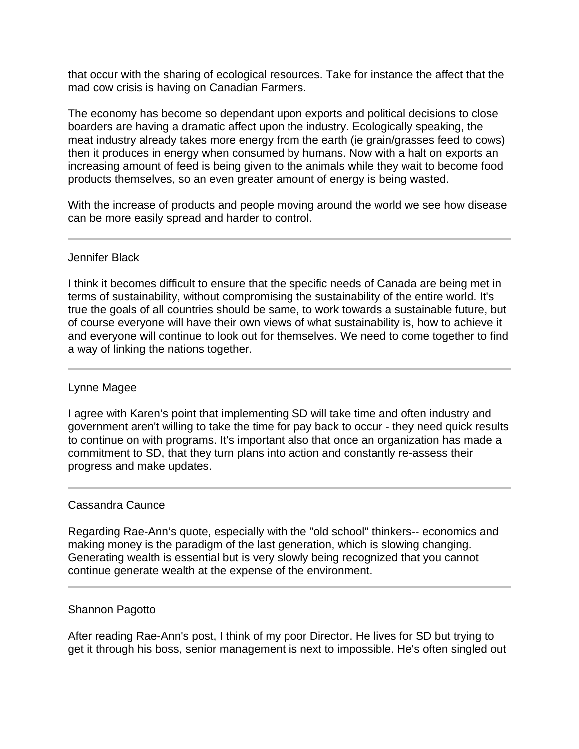that occur with the sharing of ecological resources. Take for instance the affect that the mad cow crisis is having on Canadian Farmers.

The economy has become so dependant upon exports and political decisions to close boarders are having a dramatic affect upon the industry. Ecologically speaking, the meat industry already takes more energy from the earth (ie grain/grasses feed to cows) then it produces in energy when consumed by humans. Now with a halt on exports an increasing amount of feed is being given to the animals while they wait to become food products themselves, so an even greater amount of energy is being wasted.

With the increase of products and people moving around the world we see how disease can be more easily spread and harder to control.

---

Jennifer Black

I think it becomes difficult to ensure that the specific needs of Canada are being met in terms of sustainability, without compromising the sustainability of the entire world. It's true the goals of all countries should be same, to work towards a sustainable future, but of course everyone will have their own views of what sustainability is, how to achieve it and everyone will continue to look out for themselves. We need to come together to find a way of linking the nations together.

---

Lynne Magee

I agree with Karen’s point that implementing SD will take time and often industry and government aren't willing to take the time for pay back to occur - they need quick results to continue on with programs. It's important also that once an organization has made a commitment to SD, that they turn plans into action and constantly re-assess their progress and make updates.

---

Cassandra Caunce

Regarding Rae-Ann’s quote, especially with the "old school" thinkers-- economics and making money is the paradigm of the last generation, which is slowing changing. Generating wealth is essential but is very slowly being recognized that you cannot continue generate wealth at the expense of the environment.

---

Shannon Pagotto

After reading Rae-Ann's post, I think of my poor Director. He lives for SD but trying to get it through his boss, senior management is next to impossible. He's often singled out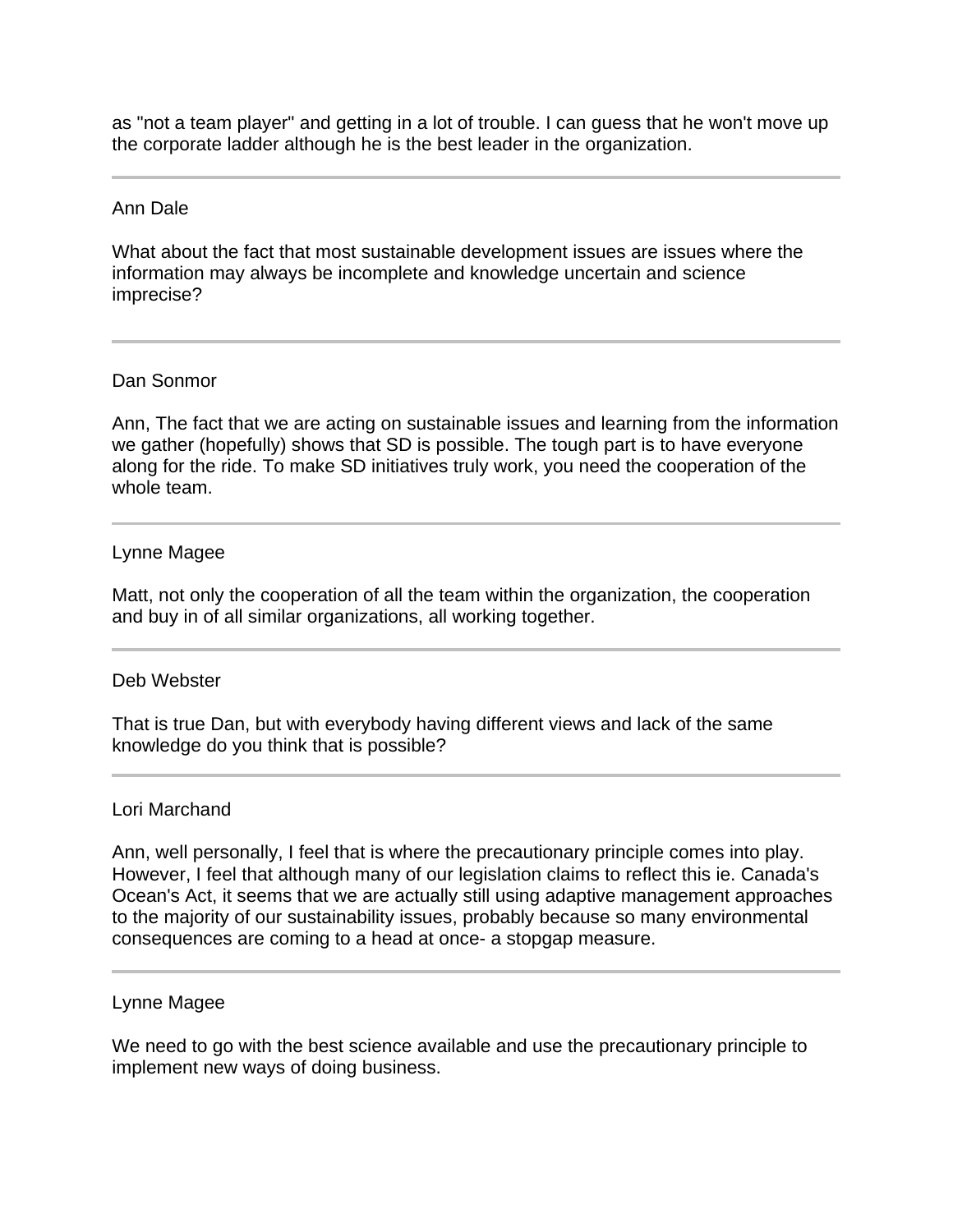as "not a team player" and getting in a lot of trouble. I can guess that he won't move up the corporate ladder although he is the best leader in the organization.

---

Ann Dale

What about the fact that most sustainable development issues are issues where the information may always be incomplete and knowledge uncertain and science imprecise?

---

Dan Sonmor

Ann, The fact that we are acting on sustainable issues and learning from the information we gather (hopefully) shows that SD is possible. The tough part is to have everyone along for the ride. To make SD initiatives truly work, you need the cooperation of the whole team.

---

Lynne Magee

Matt, not only the cooperation of all the team within the organization, the cooperation and buy in of all similar organizations, all working together.

---

Deb Webster

That is true Dan, but with everybody having different views and lack of the same knowledge do you think that is possible?

---

Lori Marchand

Ann, well personally, I feel that is where the precautionary principle comes into play. However, I feel that although many of our legislation claims to reflect this ie. Canada's Ocean's Act, it seems that we are actually still using adaptive management approaches to the majority of our sustainability issues, probably because so many environmental consequences are coming to a head at once- a stopgap measure.

---

Lynne Magee

We need to go with the best science available and use the precautionary principle to implement new ways of doing business.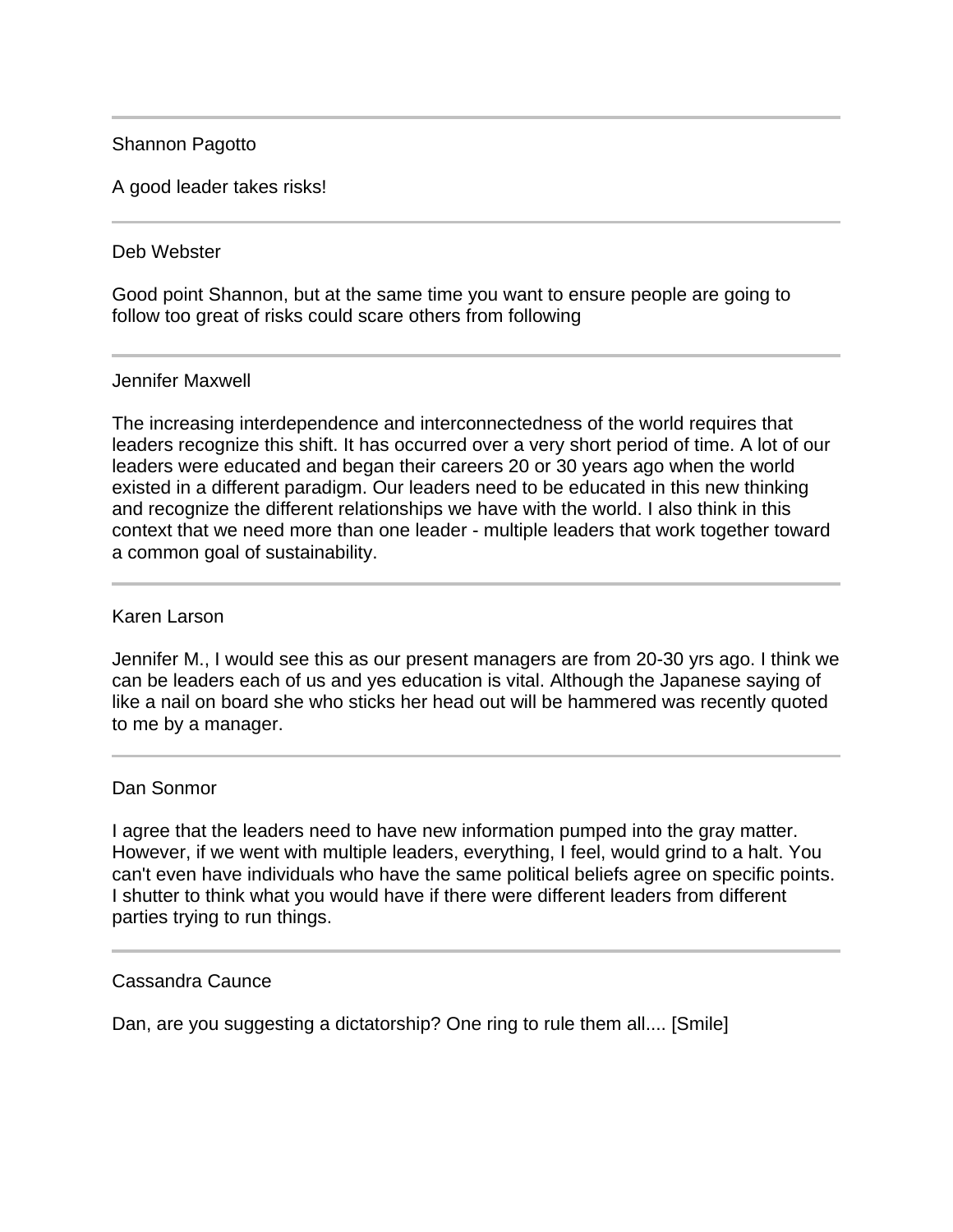---

Shannon Pagotto

A good leader takes risks!

---

Deb Webster

Good point Shannon, but at the same time you want to ensure people are going to follow too great of risks could scare others from following

---

Jennifer Maxwell

The increasing interdependence and interconnectedness of the world requires that leaders recognize this shift. It has occurred over a very short period of time. A lot of our leaders were educated and began their careers 20 or 30 years ago when the world existed in a different paradigm. Our leaders need to be educated in this new thinking and recognize the different relationships we have with the world. I also think in this context that we need more than one leader - multiple leaders that work together toward a common goal of sustainability.

---

Karen Larson

Jennifer M., I would see this as our present managers are from 20-30 yrs ago. I think we can be leaders each of us and yes education is vital. Although the Japanese saying of like a nail on board she who sticks her head out will be hammered was recently quoted to me by a manager.

---

Dan Sonmor

I agree that the leaders need to have new information pumped into the gray matter. However, if we went with multiple leaders, everything, I feel, would grind to a halt. You can't even have individuals who have the same political beliefs agree on specific points. I shutter to think what you would have if there were different leaders from different parties trying to run things.

---

Cassandra Caunce

Dan, are you suggesting a dictatorship? One ring to rule them all.... [Smile]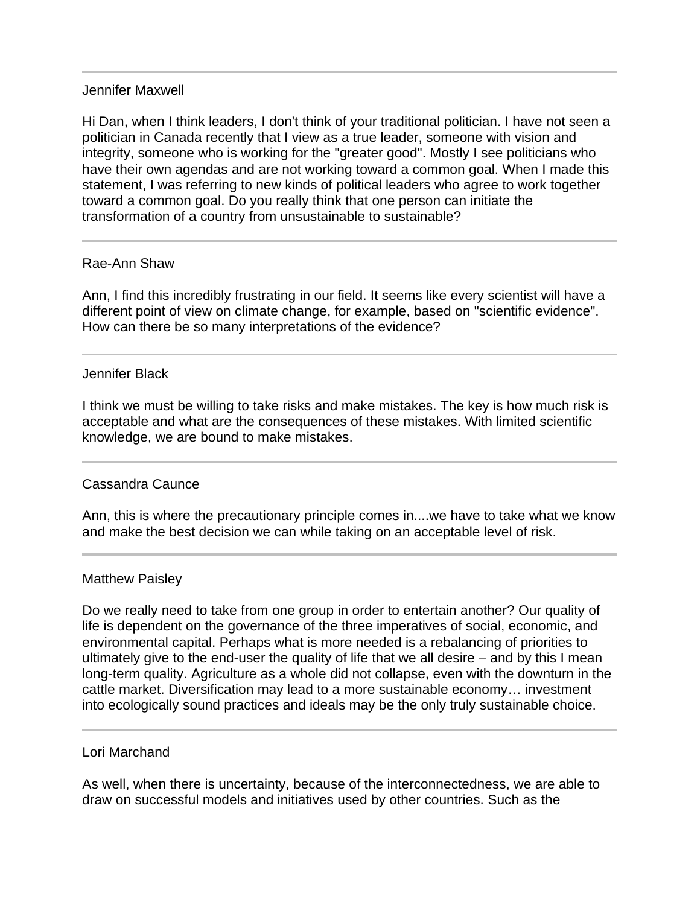---

Jennifer Maxwell

Hi Dan, when I think leaders, I don't think of your traditional politician. I have not seen a politician in Canada recently that I view as a true leader, someone with vision and integrity, someone who is working for the "greater good". Mostly I see politicians who have their own agendas and are not working toward a common goal. When I made this statement, I was referring to new kinds of political leaders who agree to work together toward a common goal. Do you really think that one person can initiate the transformation of a country from unsustainable to sustainable?

---

Rae-Ann Shaw

Ann, I find this incredibly frustrating in our field. It seems like every scientist will have a different point of view on climate change, for example, based on "scientific evidence". How can there be so many interpretations of the evidence?

---

Jennifer Black

I think we must be willing to take risks and make mistakes. The key is how much risk is acceptable and what are the consequences of these mistakes. With limited scientific knowledge, we are bound to make mistakes.

---

Cassandra Caunce

Ann, this is where the precautionary principle comes in....we have to take what we know and make the best decision we can while taking on an acceptable level of risk.

---

Matthew Paisley

Do we really need to take from one group in order to entertain another? Our quality of life is dependent on the governance of the three imperatives of social, economic, and environmental capital. Perhaps what is more needed is a rebalancing of priorities to ultimately give to the end-user the quality of life that we all desire – and by this I mean long-term quality. Agriculture as a whole did not collapse, even with the downturn in the cattle market. Diversification may lead to a more sustainable economy… investment into ecologically sound practices and ideals may be the only truly sustainable choice.

---

Lori Marchand

As well, when there is uncertainty, because of the interconnectedness, we are able to draw on successful models and initiatives used by other countries. Such as the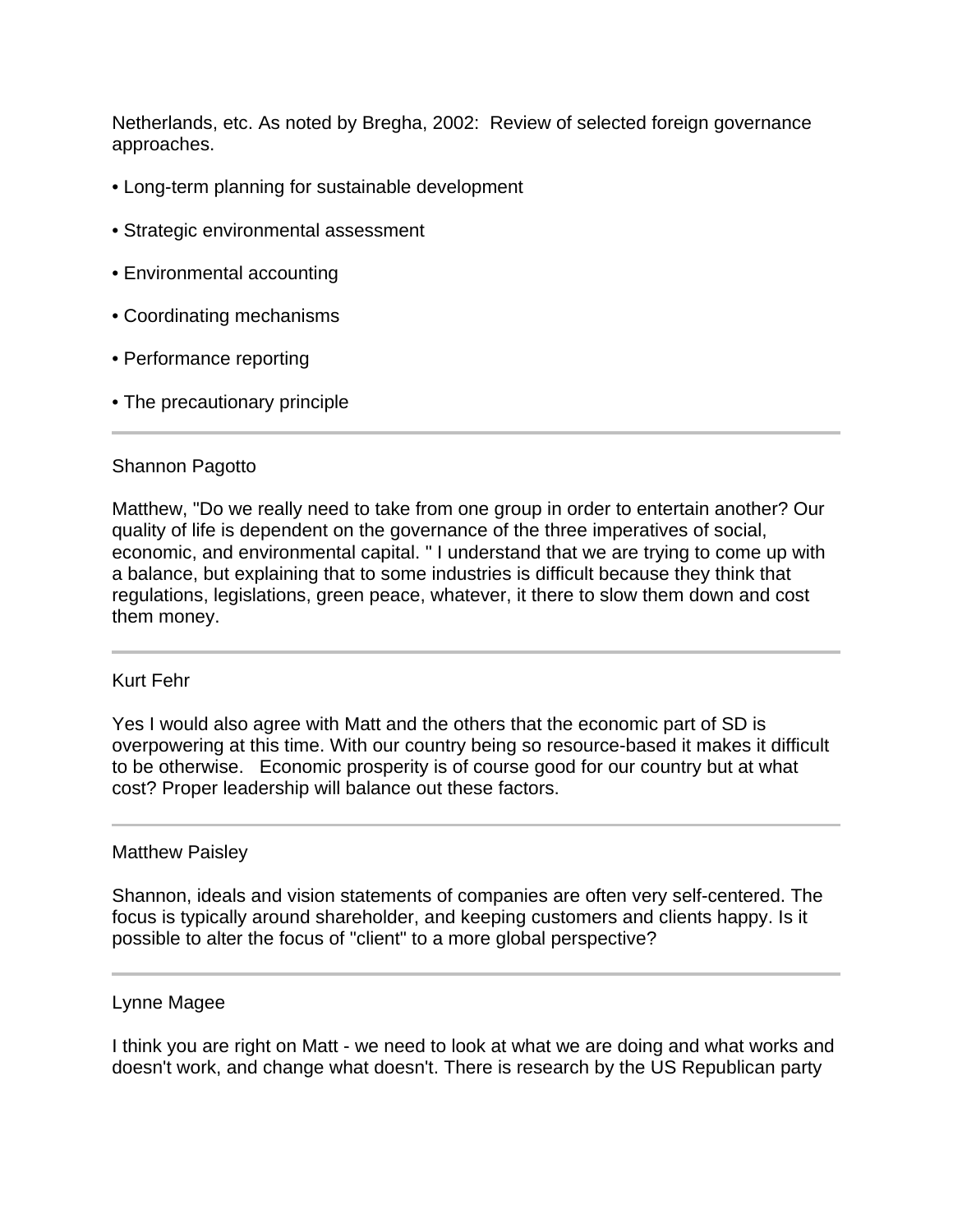Netherlands, etc. As noted by Bregha, 2002: Review of selected foreign governance approaches.

- Long-term planning for sustainable development
- Strategic environmental assessment
- Environmental accounting
- Coordinating mechanisms
- Performance reporting
- The precautionary principle

---

Shannon Pagotto

Matthew, "Do we really need to take from one group in order to entertain another? Our quality of life is dependent on the governance of the three imperatives of social, economic, and environmental capital. " I understand that we are trying to come up with a balance, but explaining that to some industries is difficult because they think that regulations, legislations, green peace, whatever, it there to slow them down and cost them money.

---

Kurt Fehr

Yes I would also agree with Matt and the others that the economic part of SD is overpowering at this time. With our country being so resource-based it makes it difficult to be otherwise. Economic prosperity is of course good for our country but at what cost? Proper leadership will balance out these factors.

---

Matthew Paisley

Shannon, ideals and vision statements of companies are often very self-centered. The focus is typically around shareholder, and keeping customers and clients happy. Is it possible to alter the focus of "client" to a more global perspective?

---

Lynne Magee

I think you are right on Matt - we need to look at what we are doing and what works and doesn't work, and change what doesn't. There is research by the US Republican party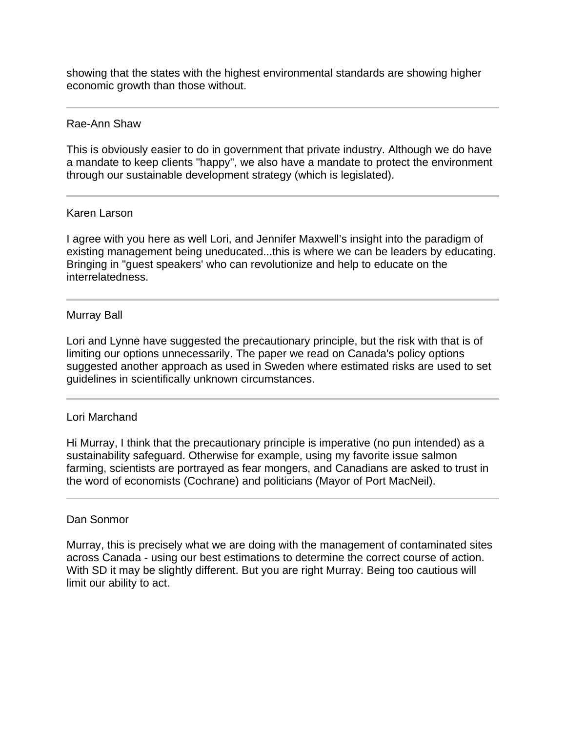showing that the states with the highest environmental standards are showing higher economic growth than those without.

---

Rae-Ann Shaw

This is obviously easier to do in government that private industry. Although we do have a mandate to keep clients "happy", we also have a mandate to protect the environment through our sustainable development strategy (which is legislated).

---

Karen Larson

I agree with you here as well Lori, and Jennifer Maxwell's insight into the paradigm of existing management being uneducated...this is where we can be leaders by educating. Bringing in "guest speakers' who can revolutionize and help to educate on the interrelatedness.

---

Murray Ball

Lori and Lynne have suggested the precautionary principle, but the risk with that is of limiting our options unnecessarily. The paper we read on Canada's policy options suggested another approach as used in Sweden where estimated risks are used to set guidelines in scientifically unknown circumstances.

---

Lori Marchand

Hi Murray, I think that the precautionary principle is imperative (no pun intended) as a sustainability safeguard. Otherwise for example, using my favorite issue salmon farming, scientists are portrayed as fear mongers, and Canadians are asked to trust in the word of economists (Cochrane) and politicians (Mayor of Port MacNeil).

---

Dan Sonmor

Murray, this is precisely what we are doing with the management of contaminated sites across Canada - using our best estimations to determine the correct course of action. With SD it may be slightly different. But you are right Murray. Being too cautious will limit our ability to act.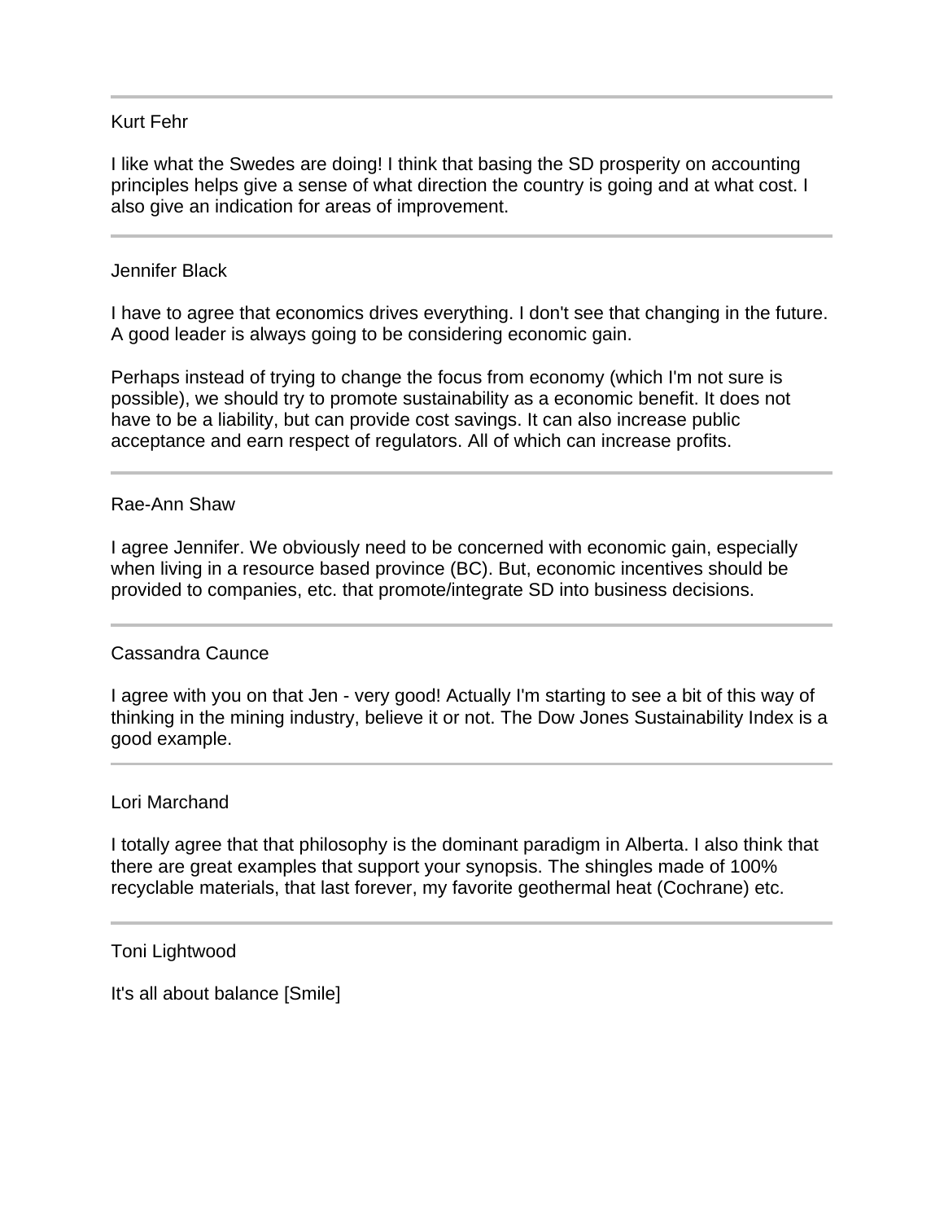---

Kurt Fehr

I like what the Swedes are doing! I think that basing the SD prosperity on accounting principles helps give a sense of what direction the country is going and at what cost. I also give an indication for areas of improvement.

---

Jennifer Black

I have to agree that economics drives everything. I don't see that changing in the future. A good leader is always going to be considering economic gain.

Perhaps instead of trying to change the focus from economy (which I'm not sure is possible), we should try to promote sustainability as a economic benefit. It does not have to be a liability, but can provide cost savings. It can also increase public acceptance and earn respect of regulators. All of which can increase profits.

---

Rae-Ann Shaw

I agree Jennifer. We obviously need to be concerned with economic gain, especially when living in a resource based province (BC). But, economic incentives should be provided to companies, etc. that promote/integrate SD into business decisions.

---

Cassandra Caunce

I agree with you on that Jen - very good! Actually I'm starting to see a bit of this way of thinking in the mining industry, believe it or not. The Dow Jones Sustainability Index is a good example.

---

Lori Marchand

I totally agree that that philosophy is the dominant paradigm in Alberta. I also think that there are great examples that support your synopsis. The shingles made of 100% recyclable materials, that last forever, my favorite geothermal heat (Cochrane) etc.

---

Toni Lightwood

It's all about balance [Smile]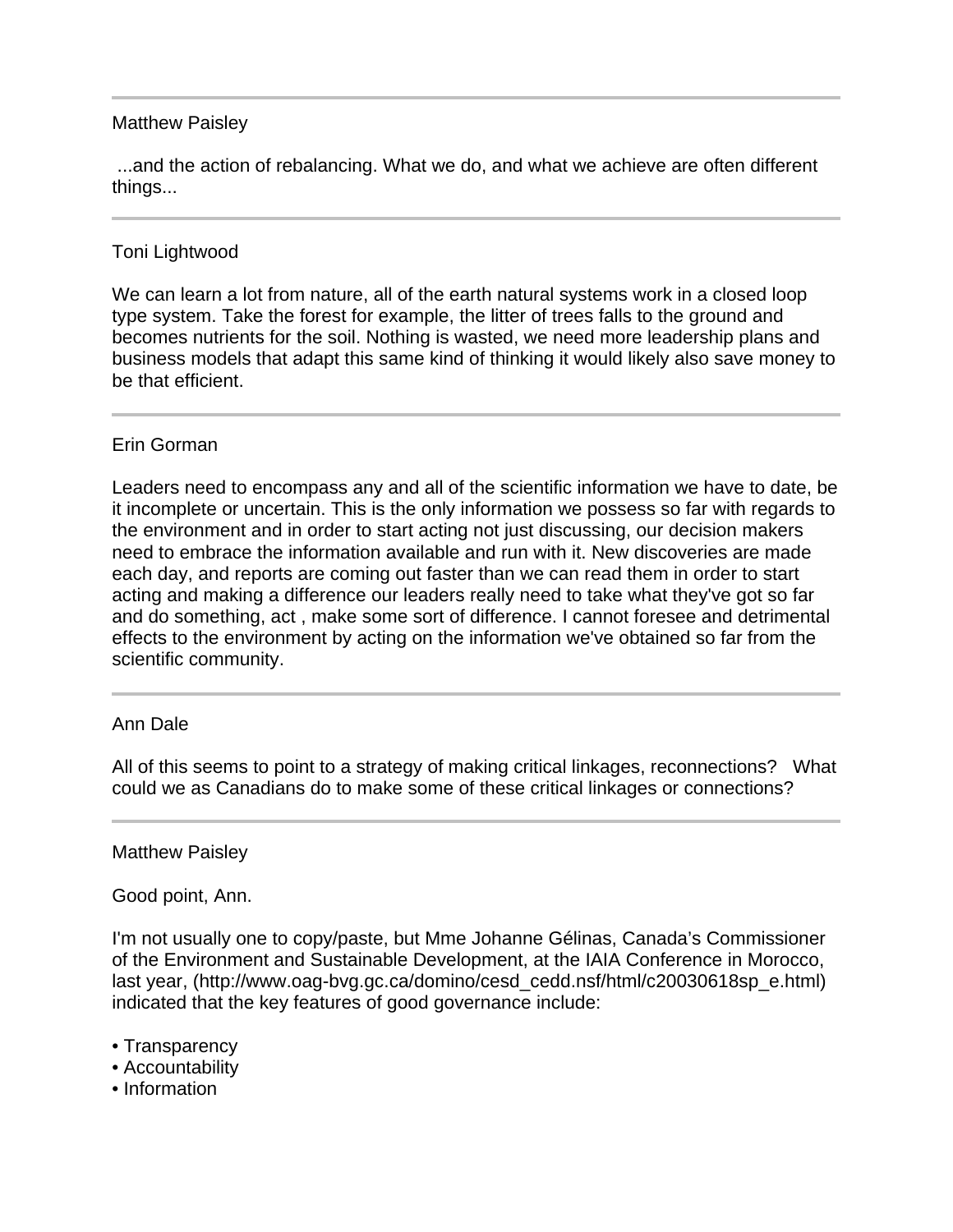---

Matthew Paisley

...and the action of rebalancing. What we do, and what we achieve are often different things...

---

Toni Lightwood

We can learn a lot from nature, all of the earth natural systems work in a closed loop type system. Take the forest for example, the litter of trees falls to the ground and becomes nutrients for the soil. Nothing is wasted, we need more leadership plans and business models that adapt this same kind of thinking it would likely also save money to be that efficient.

---

Erin Gorman

Leaders need to encompass any and all of the scientific information we have to date, be it incomplete or uncertain. This is the only information we possess so far with regards to the environment and in order to start acting not just discussing, our decision makers need to embrace the information available and run with it. New discoveries are made each day, and reports are coming out faster than we can read them in order to start acting and making a difference our leaders really need to take what they've got so far and do something, act , make some sort of difference. I cannot foresee and detrimental effects to the environment by acting on the information we've obtained so far from the scientific community.

---

Ann Dale

All of this seems to point to a strategy of making critical linkages, reconnections? What could we as Canadians do to make some of these critical linkages or connections?

---

Matthew Paisley

Good point, Ann.

I'm not usually one to copy/paste, but Mme Johanne Gélinas, Canada's Commissioner of the Environment and Sustainable Development, at the IAIA Conference in Morocco, last year, (http://www.oag-bvg.gc.ca/domino/cesd_cedd.nsf/html/c20030618sp_e.html) indicated that the key features of good governance include:

- Transparency
- Accountability
- Information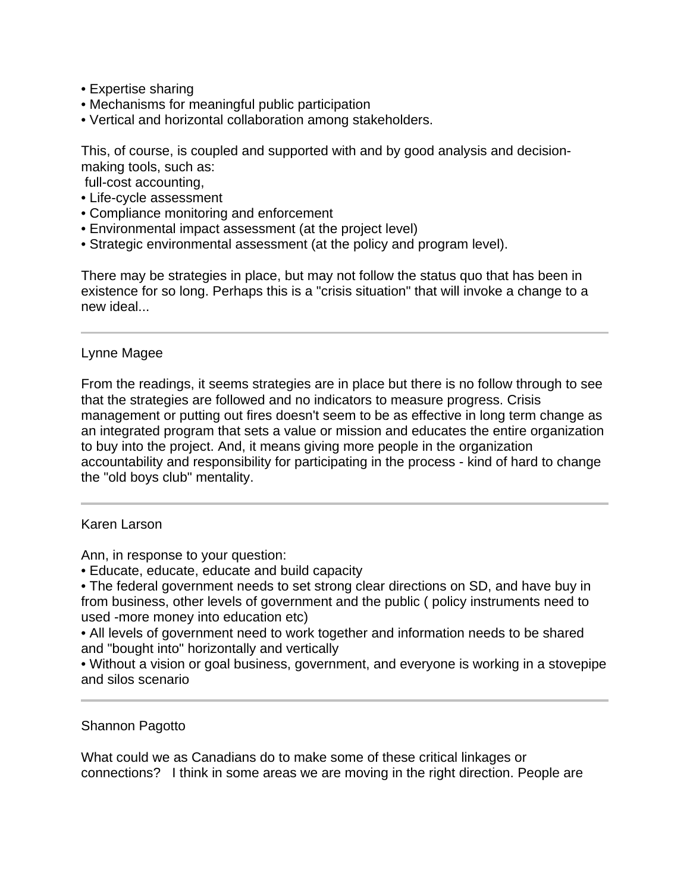- Expertise sharing
- Mechanisms for meaningful public participation
- Vertical and horizontal collaboration among stakeholders.

This, of course, is coupled and supported with and by good analysis and decision-making tools, such as:
full-cost accounting,

- Life-cycle assessment
- Compliance monitoring and enforcement
- Environmental impact assessment (at the project level)
- Strategic environmental assessment (at the policy and program level).

There may be strategies in place, but may not follow the status quo that has been in existence for so long. Perhaps this is a "crisis situation" that will invoke a change to a new ideal...

---

Lynne Magee

From the readings, it seems strategies are in place but there is no follow through to see that the strategies are followed and no indicators to measure progress. Crisis management or putting out fires doesn't seem to be as effective in long term change as an integrated program that sets a value or mission and educates the entire organization to buy into the project. And, it means giving more people in the organization accountability and responsibility for participating in the process - kind of hard to change the "old boys club" mentality.

---

Karen Larson

Ann, in response to your question:

- Educate, educate, educate and build capacity
- The federal government needs to set strong clear directions on SD, and have buy in from business, other levels of government and the public ( policy instruments need to used -more money into education etc)
- All levels of government need to work together and information needs to be shared and "bought into" horizontally and vertically
- Without a vision or goal business, government, and everyone is working in a stovepipe and silos scenario

---

Shannon Pagotto

What could we as Canadians do to make some of these critical linkages or connections? I think in some areas we are moving in the right direction. People are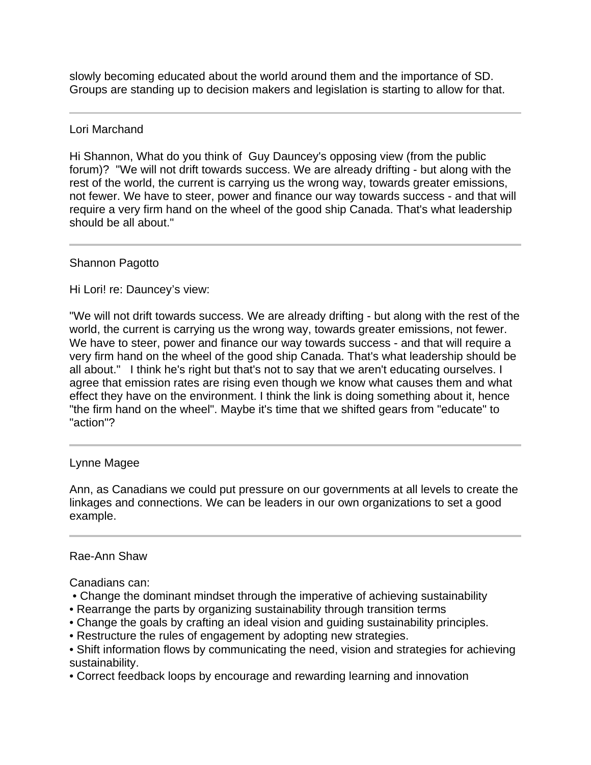slowly becoming educated about the world around them and the importance of SD. Groups are standing up to decision makers and legislation is starting to allow for that.

---

Lori Marchand

Hi Shannon, What do you think of Guy Dauncey's opposing view (from the public forum)? "We will not drift towards success. We are already drifting - but along with the rest of the world, the current is carrying us the wrong way, towards greater emissions, not fewer. We have to steer, power and finance our way towards success - and that will require a very firm hand on the wheel of the good ship Canada. That's what leadership should be all about."

---

Shannon Pagotto

Hi Lori! re: Dauncey's view:

"We will not drift towards success. We are already drifting - but along with the rest of the world, the current is carrying us the wrong way, towards greater emissions, not fewer. We have to steer, power and finance our way towards success - and that will require a very firm hand on the wheel of the good ship Canada. That's what leadership should be all about." I think he's right but that's not to say that we aren't educating ourselves. I agree that emission rates are rising even though we know what causes them and what effect they have on the environment. I think the link is doing something about it, hence "the firm hand on the wheel". Maybe it's time that we shifted gears from "educate" to "action"?

---

Lynne Magee

Ann, as Canadians we could put pressure on our governments at all levels to create the linkages and connections. We can be leaders in our own organizations to set a good example.

---

Rae-Ann Shaw

Canadians can:

- Change the dominant mindset through the imperative of achieving sustainability
- Rearrange the parts by organizing sustainability through transition terms
- Change the goals by crafting an ideal vision and guiding sustainability principles.
- Restructure the rules of engagement by adopting new strategies.
- Shift information flows by communicating the need, vision and strategies for achieving sustainability.
- Correct feedback loops by encourage and rewarding learning and innovation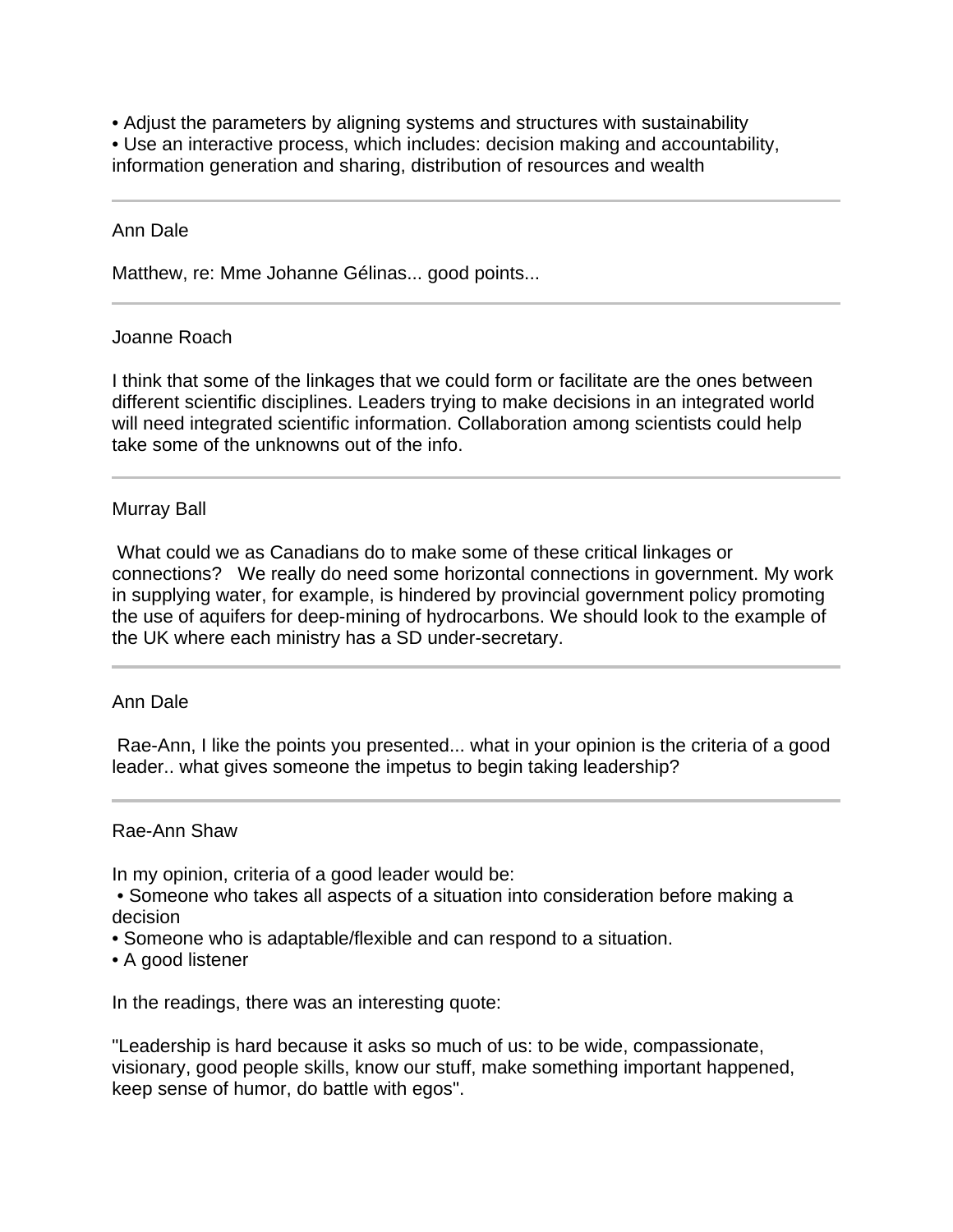• Adjust the parameters by aligning systems and structures with sustainability
• Use an interactive process, which includes: decision making and accountability, information generation and sharing, distribution of resources and wealth

---

Ann Dale

Matthew, re: Mme Johanne Gélinas... good points...

---

Joanne Roach

I think that some of the linkages that we could form or facilitate are the ones between different scientific disciplines. Leaders trying to make decisions in an integrated world will need integrated scientific information. Collaboration among scientists could help take some of the unknowns out of the info.

---

Murray Ball

What could we as Canadians do to make some of these critical linkages or connections? We really do need some horizontal connections in government. My work in supplying water, for example, is hindered by provincial government policy promoting the use of aquifers for deep-mining of hydrocarbons. We should look to the example of the UK where each ministry has a SD under-secretary.

---

Ann Dale

Rae-Ann, I like the points you presented... what in your opinion is the criteria of a good leader.. what gives someone the impetus to begin taking leadership?

---

Rae-Ann Shaw

In my opinion, criteria of a good leader would be:

• Someone who takes all aspects of a situation into consideration before making a decision
• Someone who is adaptable/flexible and can respond to a situation.
• A good listener

In the readings, there was an interesting quote:

"Leadership is hard because it asks so much of us: to be wide, compassionate, visionary, good people skills, know our stuff, make something important happened, keep sense of humor, do battle with egos".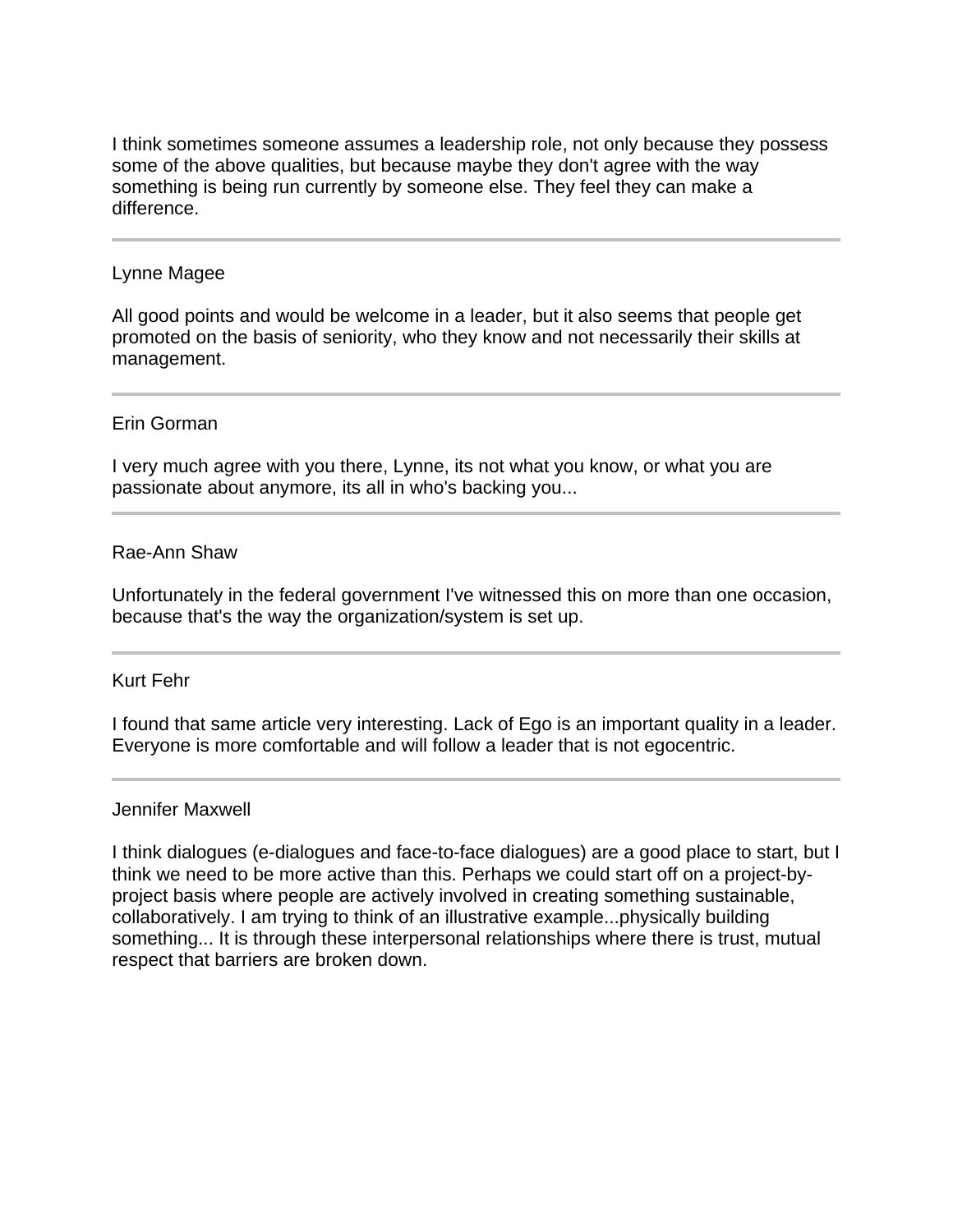I think sometimes someone assumes a leadership role, not only because they possess some of the above qualities, but because maybe they don't agree with the way something is being run currently by someone else. They feel they can make a difference.

---

Lynne Magee

All good points and would be welcome in a leader, but it also seems that people get promoted on the basis of seniority, who they know and not necessarily their skills at management.

---

Erin Gorman

I very much agree with you there, Lynne, its not what you know, or what you are passionate about anymore, its all in who's backing you...

---

Rae-Ann Shaw

Unfortunately in the federal government I've witnessed this on more than one occasion, because that's the way the organization/system is set up.

---

Kurt Fehr

I found that same article very interesting. Lack of Ego is an important quality in a leader. Everyone is more comfortable and will follow a leader that is not egocentric.

---

Jennifer Maxwell

I think dialogues (e-dialogues and face-to-face dialogues) are a good place to start, but I think we need to be more active than this. Perhaps we could start off on a project-by-project basis where people are actively involved in creating something sustainable, collaboratively. I am trying to think of an illustrative example...physically building something... It is through these interpersonal relationships where there is trust, mutual respect that barriers are broken down.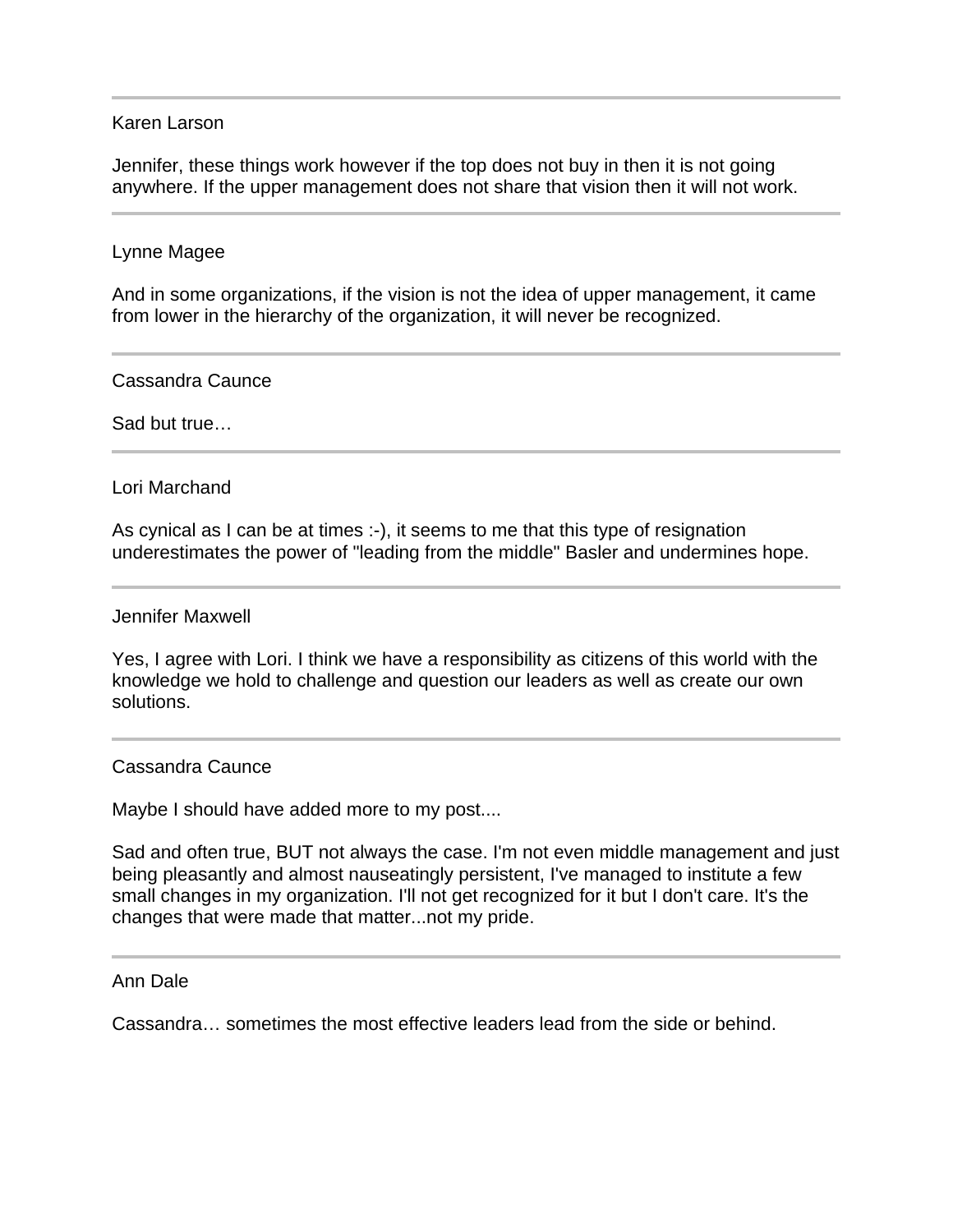---

Karen Larson

Jennifer, these things work however if the top does not buy in then it is not going anywhere. If the upper management does not share that vision then it will not work.

---

Lynne Magee

And in some organizations, if the vision is not the idea of upper management, it came from lower in the hierarchy of the organization, it will never be recognized.

---

Cassandra Caunce

Sad but true…

---

Lori Marchand

As cynical as I can be at times :-), it seems to me that this type of resignation underestimates the power of "leading from the middle" Basler and undermines hope.

---

Jennifer Maxwell

Yes, I agree with Lori. I think we have a responsibility as citizens of this world with the knowledge we hold to challenge and question our leaders as well as create our own solutions.

---

Cassandra Caunce

Maybe I should have added more to my post....

Sad and often true, BUT not always the case. I'm not even middle management and just being pleasantly and almost nauseatingly persistent, I've managed to institute a few small changes in my organization. I'll not get recognized for it but I don't care. It's the changes that were made that matter...not my pride.

---

Ann Dale

Cassandra… sometimes the most effective leaders lead from the side or behind.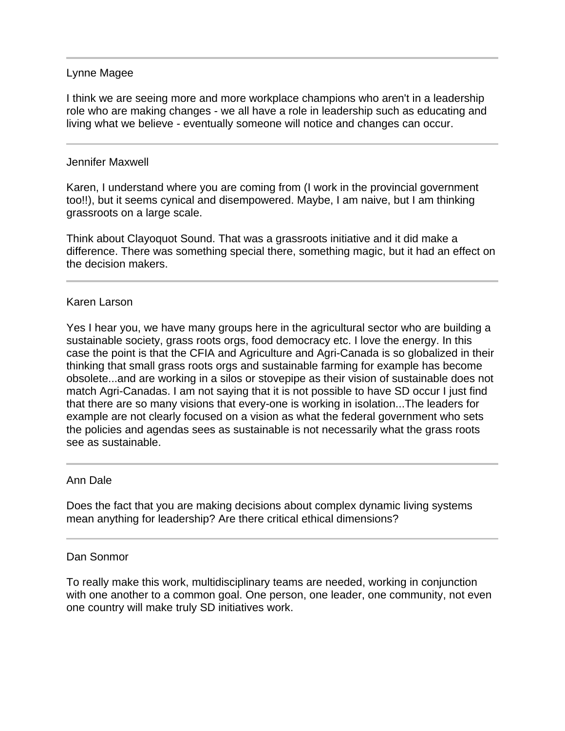---

Lynne Magee

I think we are seeing more and more workplace champions who aren't in a leadership role who are making changes - we all have a role in leadership such as educating and living what we believe - eventually someone will notice and changes can occur.

---

Jennifer Maxwell

Karen, I understand where you are coming from (I work in the provincial government too!!), but it seems cynical and disempowered. Maybe, I am naive, but I am thinking grassroots on a large scale.

Think about Clayoquot Sound. That was a grassroots initiative and it did make a difference. There was something special there, something magic, but it had an effect on the decision makers.

---

Karen Larson

Yes I hear you, we have many groups here in the agricultural sector who are building a sustainable society, grass roots orgs, food democracy etc. I love the energy. In this case the point is that the CFIA and Agriculture and Agri-Canada is so globalized in their thinking that small grass roots orgs and sustainable farming for example has become obsolete...and are working in a silos or stovepipe as their vision of sustainable does not match Agri-Canadas. I am not saying that it is not possible to have SD occur I just find that there are so many visions that every-one is working in isolation...The leaders for example are not clearly focused on a vision as what the federal government who sets the policies and agendas sees as sustainable is not necessarily what the grass roots see as sustainable.

---

Ann Dale

Does the fact that you are making decisions about complex dynamic living systems mean anything for leadership? Are there critical ethical dimensions?

---

Dan Sonmor

To really make this work, multidisciplinary teams are needed, working in conjunction with one another to a common goal. One person, one leader, one community, not even one country will make truly SD initiatives work.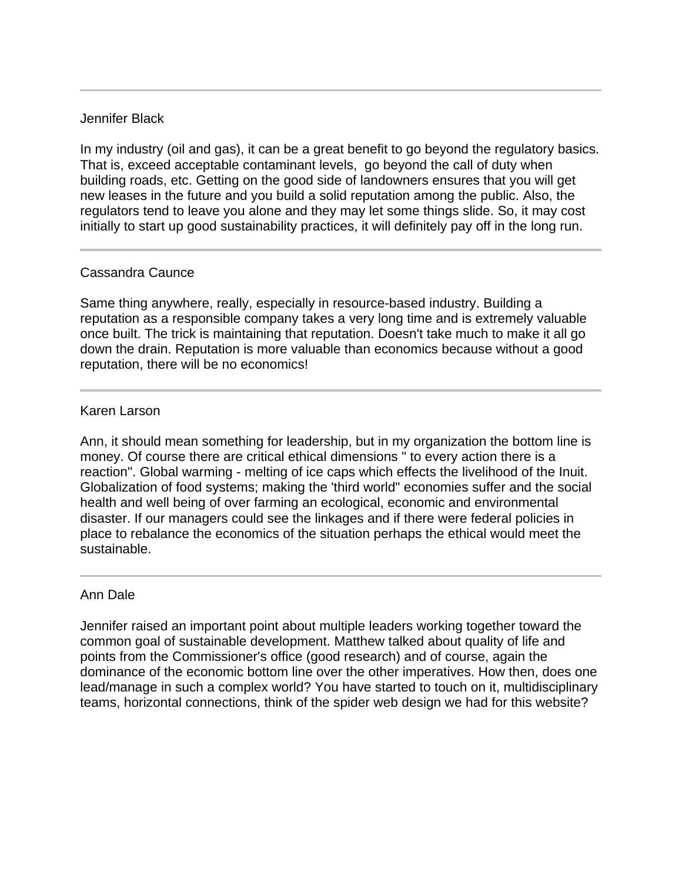---

Jennifer Black

In my industry (oil and gas), it can be a great benefit to go beyond the regulatory basics. That is, exceed acceptable contaminant levels, go beyond the call of duty when building roads, etc. Getting on the good side of landowners ensures that you will get new leases in the future and you build a solid reputation among the public. Also, the regulators tend to leave you alone and they may let some things slide. So, it may cost initially to start up good sustainability practices, it will definitely pay off in the long run.

---

Cassandra Caunce

Same thing anywhere, really, especially in resource-based industry. Building a reputation as a responsible company takes a very long time and is extremely valuable once built. The trick is maintaining that reputation. Doesn't take much to make it all go down the drain. Reputation is more valuable than economics because without a good reputation, there will be no economics!

---

Karen Larson

Ann, it should mean something for leadership, but in my organization the bottom line is money. Of course there are critical ethical dimensions " to every action there is a reaction". Global warming - melting of ice caps which effects the livelihood of the Inuit. Globalization of food systems; making the 'third world" economies suffer and the social health and well being of over farming an ecological, economic and environmental disaster. If our managers could see the linkages and if there were federal policies in place to rebalance the economics of the situation perhaps the ethical would meet the sustainable.

---

Ann Dale

Jennifer raised an important point about multiple leaders working together toward the common goal of sustainable development. Matthew talked about quality of life and points from the Commissioner's office (good research) and of course, again the dominance of the economic bottom line over the other imperatives. How then, does one lead/manage in such a complex world? You have started to touch on it, multidisciplinary teams, horizontal connections, think of the spider web design we had for this website?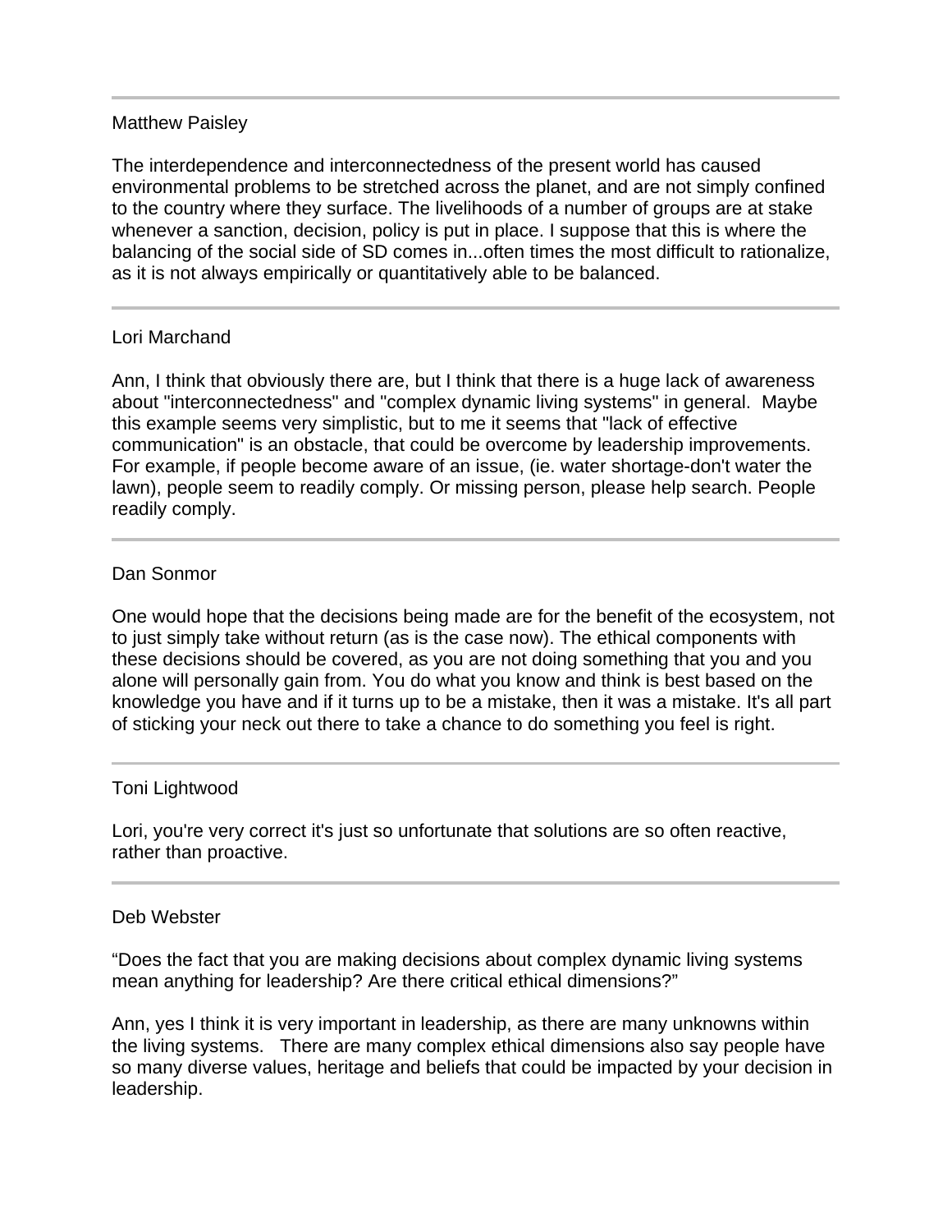---

Matthew Paisley

The interdependence and interconnectedness of the present world has caused environmental problems to be stretched across the planet, and are not simply confined to the country where they surface. The livelihoods of a number of groups are at stake whenever a sanction, decision, policy is put in place. I suppose that this is where the balancing of the social side of SD comes in...often times the most difficult to rationalize, as it is not always empirically or quantitatively able to be balanced.

---

Lori Marchand

Ann, I think that obviously there are, but I think that there is a huge lack of awareness about "interconnectedness" and "complex dynamic living systems" in general. Maybe this example seems very simplistic, but to me it seems that "lack of effective communication" is an obstacle, that could be overcome by leadership improvements. For example, if people become aware of an issue, (ie. water shortage-don't water the lawn), people seem to readily comply. Or missing person, please help search. People readily comply.

---

Dan Sonmor

One would hope that the decisions being made are for the benefit of the ecosystem, not to just simply take without return (as is the case now). The ethical components with these decisions should be covered, as you are not doing something that you and you alone will personally gain from. You do what you know and think is best based on the knowledge you have and if it turns up to be a mistake, then it was a mistake. It's all part of sticking your neck out there to take a chance to do something you feel is right.

---

Toni Lightwood

Lori, you're very correct it's just so unfortunate that solutions are so often reactive, rather than proactive.

---

Deb Webster

"Does the fact that you are making decisions about complex dynamic living systems mean anything for leadership? Are there critical ethical dimensions?"

Ann, yes I think it is very important in leadership, as there are many unknowns within the living systems. There are many complex ethical dimensions also say people have so many diverse values, heritage and beliefs that could be impacted by your decision in leadership.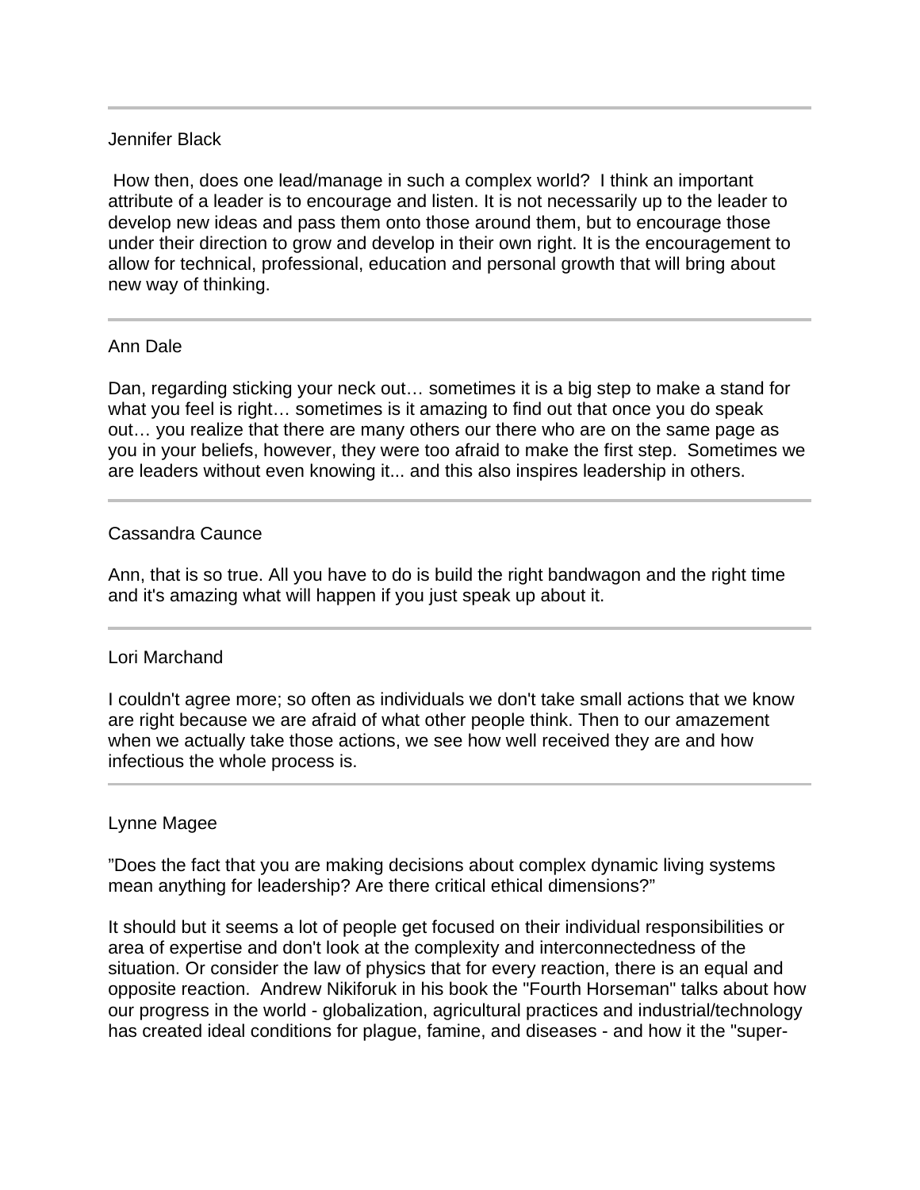---

Jennifer Black

How then, does one lead/manage in such a complex world? I think an important attribute of a leader is to encourage and listen. It is not necessarily up to the leader to develop new ideas and pass them onto those around them, but to encourage those under their direction to grow and develop in their own right. It is the encouragement to allow for technical, professional, education and personal growth that will bring about new way of thinking.

---

Ann Dale

Dan, regarding sticking your neck out… sometimes it is a big step to make a stand for what you feel is right… sometimes is it amazing to find out that once you do speak out… you realize that there are many others our there who are on the same page as you in your beliefs, however, they were too afraid to make the first step. Sometimes we are leaders without even knowing it... and this also inspires leadership in others.

---

Cassandra Caunce

Ann, that is so true. All you have to do is build the right bandwagon and the right time and it's amazing what will happen if you just speak up about it.

---

Lori Marchand

I couldn't agree more; so often as individuals we don't take small actions that we know are right because we are afraid of what other people think. Then to our amazement when we actually take those actions, we see how well received they are and how infectious the whole process is.

---

Lynne Magee

”Does the fact that you are making decisions about complex dynamic living systems mean anything for leadership? Are there critical ethical dimensions?”

It should but it seems a lot of people get focused on their individual responsibilities or area of expertise and don't look at the complexity and interconnectedness of the situation. Or consider the law of physics that for every reaction, there is an equal and opposite reaction. Andrew Nikiforuk in his book the "Fourth Horseman" talks about how our progress in the world - globalization, agricultural practices and industrial/technology has created ideal conditions for plague, famine, and diseases - and how it the "super-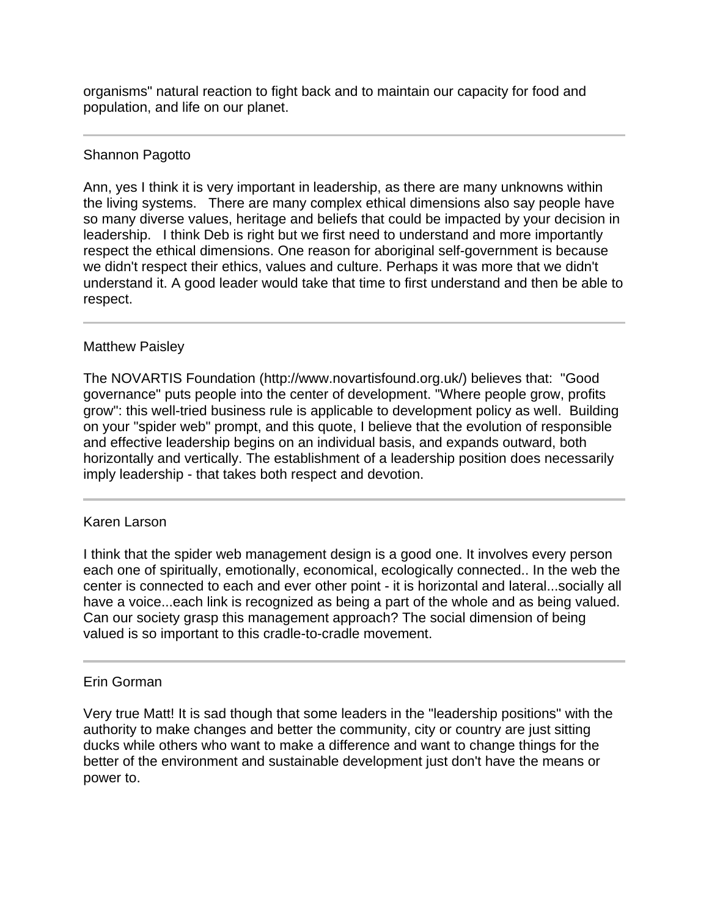organisms" natural reaction to fight back and to maintain our capacity for food and population, and life on our planet.

---

Shannon Pagotto

Ann, yes I think it is very important in leadership, as there are many unknowns within the living systems. There are many complex ethical dimensions also say people have so many diverse values, heritage and beliefs that could be impacted by your decision in leadership. I think Deb is right but we first need to understand and more importantly respect the ethical dimensions. One reason for aboriginal self-government is because we didn't respect their ethics, values and culture. Perhaps it was more that we didn't understand it. A good leader would take that time to first understand and then be able to respect.

---

Matthew Paisley

The NOVARTIS Foundation (http://www.novartisfound.org.uk/) believes that: "Good governance" puts people into the center of development. "Where people grow, profits grow": this well-tried business rule is applicable to development policy as well. Building on your "spider web" prompt, and this quote, I believe that the evolution of responsible and effective leadership begins on an individual basis, and expands outward, both horizontally and vertically. The establishment of a leadership position does necessarily imply leadership - that takes both respect and devotion.

---

Karen Larson

I think that the spider web management design is a good one. It involves every person each one of spiritually, emotionally, economical, ecologically connected.. In the web the center is connected to each and ever other point - it is horizontal and lateral...socially all have a voice...each link is recognized as being a part of the whole and as being valued. Can our society grasp this management approach? The social dimension of being valued is so important to this cradle-to-cradle movement.

---

Erin Gorman

Very true Matt! It is sad though that some leaders in the "leadership positions" with the authority to make changes and better the community, city or country are just sitting ducks while others who want to make a difference and want to change things for the better of the environment and sustainable development just don't have the means or power to.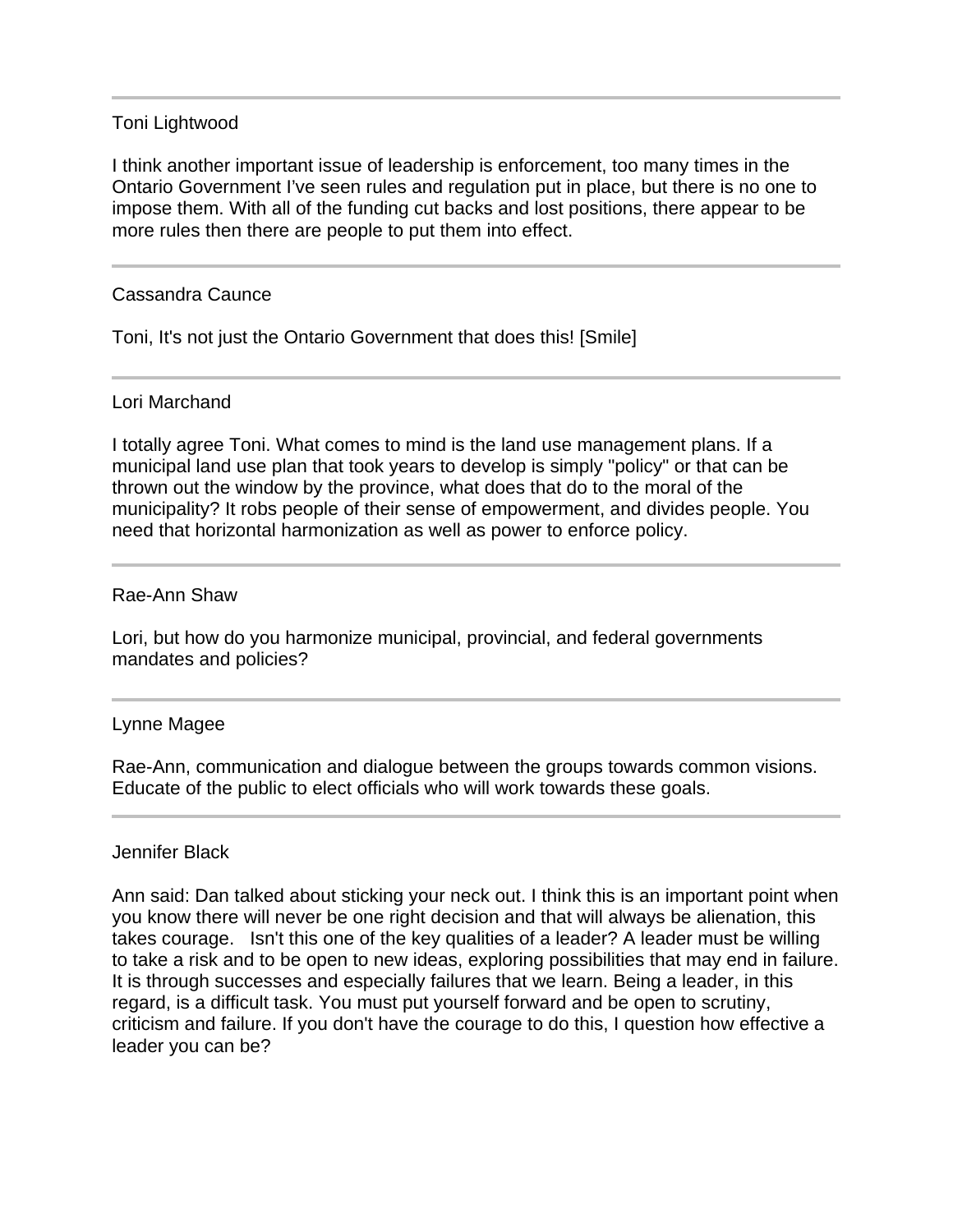---

Toni Lightwood

I think another important issue of leadership is enforcement, too many times in the Ontario Government I've seen rules and regulation put in place, but there is no one to impose them. With all of the funding cut backs and lost positions, there appear to be more rules then there are people to put them into effect.

---

Cassandra Caunce

Toni, It's not just the Ontario Government that does this! [Smile]

---

Lori Marchand

I totally agree Toni. What comes to mind is the land use management plans. If a municipal land use plan that took years to develop is simply "policy" or that can be thrown out the window by the province, what does that do to the moral of the municipality? It robs people of their sense of empowerment, and divides people. You need that horizontal harmonization as well as power to enforce policy.

---

Rae-Ann Shaw

Lori, but how do you harmonize municipal, provincial, and federal governments mandates and policies?

---

Lynne Magee

Rae-Ann, communication and dialogue between the groups towards common visions. Educate of the public to elect officials who will work towards these goals.

---

Jennifer Black

Ann said: Dan talked about sticking your neck out. I think this is an important point when you know there will never be one right decision and that will always be alienation, this takes courage. Isn't this one of the key qualities of a leader? A leader must be willing to take a risk and to be open to new ideas, exploring possibilities that may end in failure. It is through successes and especially failures that we learn. Being a leader, in this regard, is a difficult task. You must put yourself forward and be open to scrutiny, criticism and failure. If you don't have the courage to do this, I question how effective a leader you can be?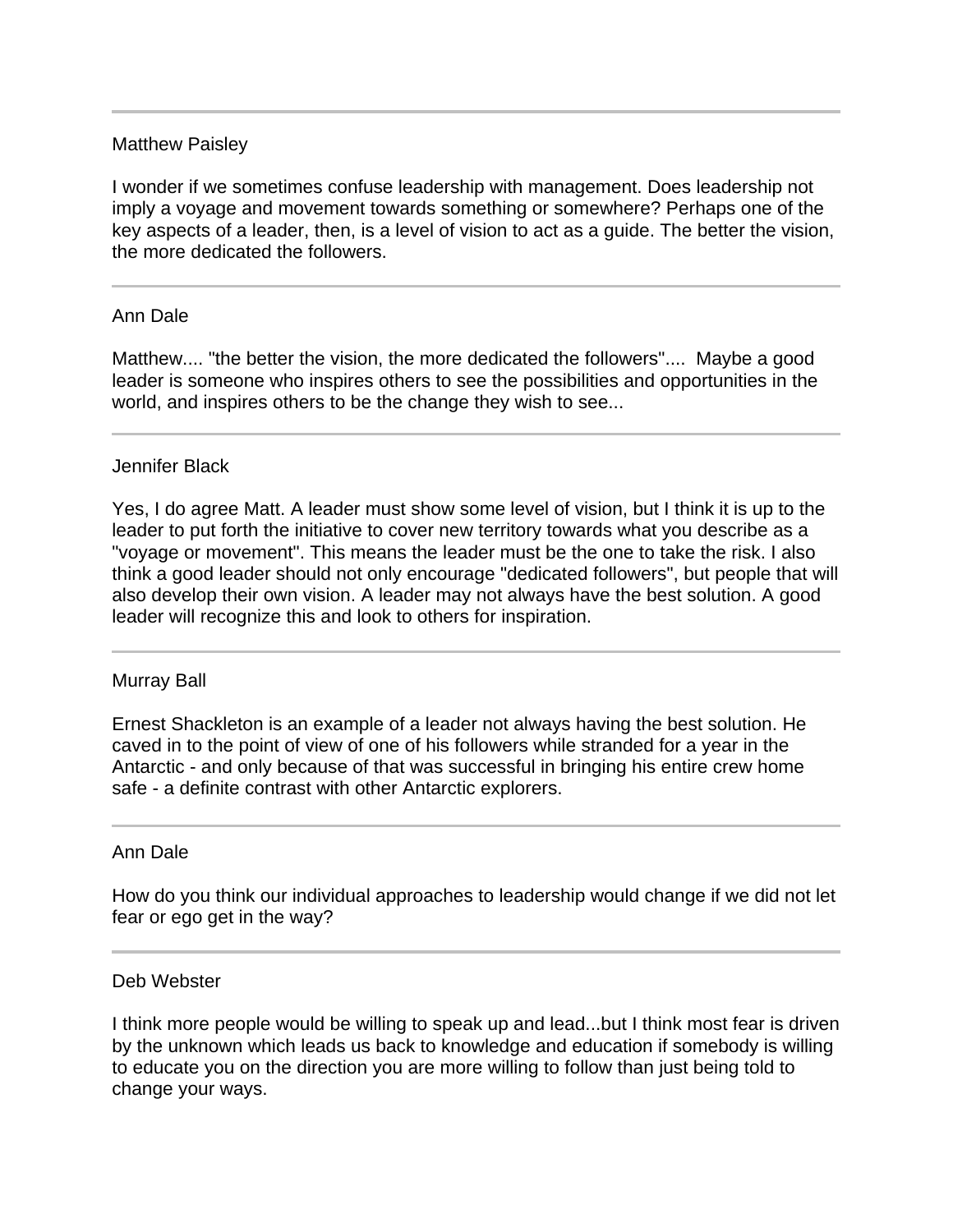---

Matthew Paisley

I wonder if we sometimes confuse leadership with management. Does leadership not imply a voyage and movement towards something or somewhere? Perhaps one of the key aspects of a leader, then, is a level of vision to act as a guide. The better the vision, the more dedicated the followers.

---

Ann Dale

Matthew.... "the better the vision, the more dedicated the followers".... Maybe a good leader is someone who inspires others to see the possibilities and opportunities in the world, and inspires others to be the change they wish to see...

---

Jennifer Black

Yes, I do agree Matt. A leader must show some level of vision, but I think it is up to the leader to put forth the initiative to cover new territory towards what you describe as a "voyage or movement". This means the leader must be the one to take the risk. I also think a good leader should not only encourage "dedicated followers", but people that will also develop their own vision. A leader may not always have the best solution. A good leader will recognize this and look to others for inspiration.

---

Murray Ball

Ernest Shackleton is an example of a leader not always having the best solution. He caved in to the point of view of one of his followers while stranded for a year in the Antarctic - and only because of that was successful in bringing his entire crew home safe - a definite contrast with other Antarctic explorers.

---

Ann Dale

How do you think our individual approaches to leadership would change if we did not let fear or ego get in the way?

---

Deb Webster

I think more people would be willing to speak up and lead...but I think most fear is driven by the unknown which leads us back to knowledge and education if somebody is willing to educate you on the direction you are more willing to follow than just being told to change your ways.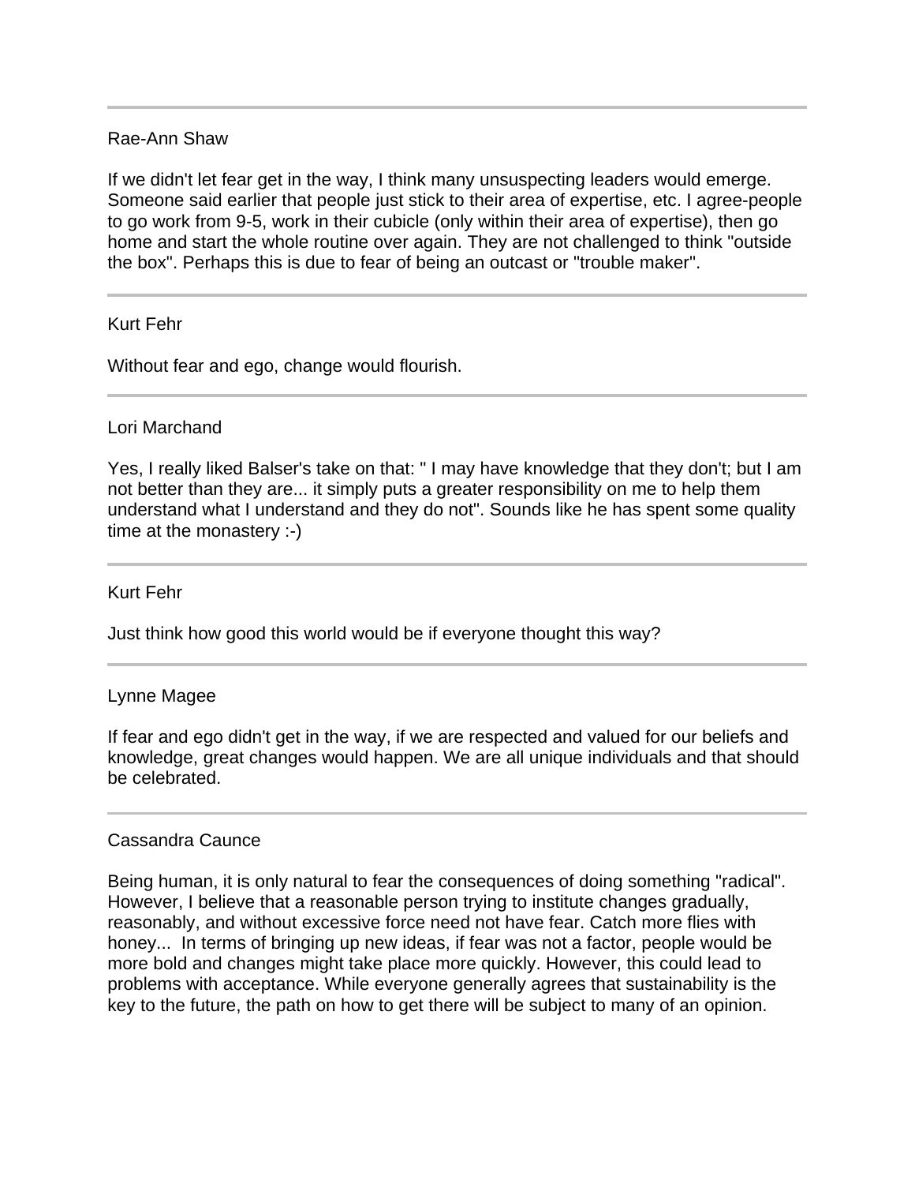---

Rae-Ann Shaw

If we didn't let fear get in the way, I think many unsuspecting leaders would emerge. Someone said earlier that people just stick to their area of expertise, etc. I agree-people to go work from 9-5, work in their cubicle (only within their area of expertise), then go home and start the whole routine over again. They are not challenged to think "outside the box". Perhaps this is due to fear of being an outcast or "trouble maker".

---

Kurt Fehr

Without fear and ego, change would flourish.

---

Lori Marchand

Yes, I really liked Balser's take on that: " I may have knowledge that they don't; but I am not better than they are... it simply puts a greater responsibility on me to help them understand what I understand and they do not". Sounds like he has spent some quality time at the monastery :-)

---

Kurt Fehr

Just think how good this world would be if everyone thought this way?

---

Lynne Magee

If fear and ego didn't get in the way, if we are respected and valued for our beliefs and knowledge, great changes would happen. We are all unique individuals and that should be celebrated.

---

Cassandra Caunce

Being human, it is only natural to fear the consequences of doing something "radical". However, I believe that a reasonable person trying to institute changes gradually, reasonably, and without excessive force need not have fear. Catch more flies with honey... In terms of bringing up new ideas, if fear was not a factor, people would be more bold and changes might take place more quickly. However, this could lead to problems with acceptance. While everyone generally agrees that sustainability is the key to the future, the path on how to get there will be subject to many of an opinion.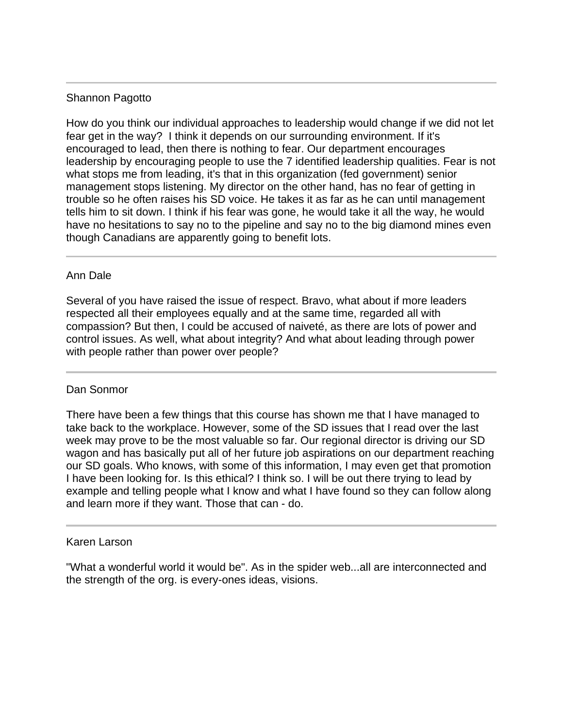---

Shannon Pagotto

How do you think our individual approaches to leadership would change if we did not let fear get in the way?  I think it depends on our surrounding environment. If it's encouraged to lead, then there is nothing to fear. Our department encourages leadership by encouraging people to use the 7 identified leadership qualities. Fear is not what stops me from leading, it's that in this organization (fed government) senior management stops listening. My director on the other hand, has no fear of getting in trouble so he often raises his SD voice. He takes it as far as he can until management tells him to sit down. I think if his fear was gone, he would take it all the way, he would have no hesitations to say no to the pipeline and say no to the big diamond mines even though Canadians are apparently going to benefit lots.

---

Ann Dale

Several of you have raised the issue of respect. Bravo, what about if more leaders respected all their employees equally and at the same time, regarded all with compassion? But then, I could be accused of naiveté, as there are lots of power and control issues. As well, what about integrity? And what about leading through power with people rather than power over people?

---

Dan Sonmor

There have been a few things that this course has shown me that I have managed to take back to the workplace. However, some of the SD issues that I read over the last week may prove to be the most valuable so far. Our regional director is driving our SD wagon and has basically put all of her future job aspirations on our department reaching our SD goals. Who knows, with some of this information, I may even get that promotion I have been looking for. Is this ethical? I think so. I will be out there trying to lead by example and telling people what I know and what I have found so they can follow along and learn more if they want. Those that can - do.

---

Karen Larson

"What a wonderful world it would be". As in the spider web...all are interconnected and the strength of the org. is every-ones ideas, visions.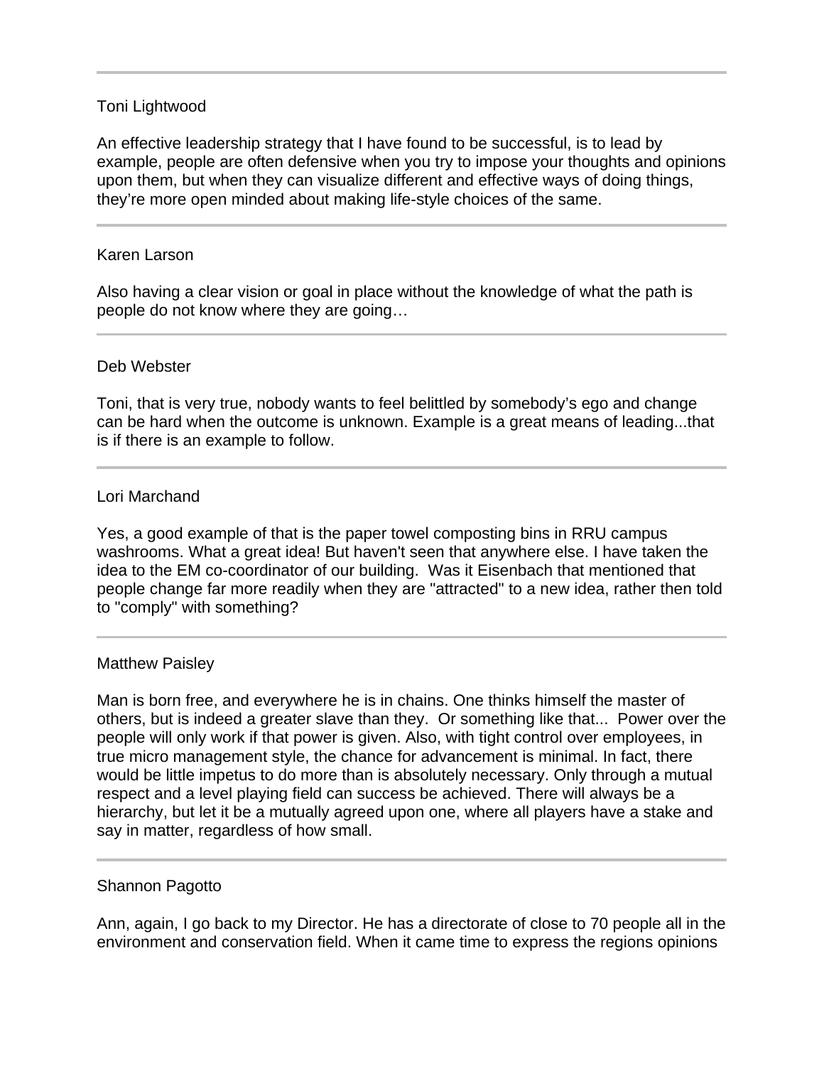---

Toni Lightwood

An effective leadership strategy that I have found to be successful, is to lead by example, people are often defensive when you try to impose your thoughts and opinions upon them, but when they can visualize different and effective ways of doing things, they're more open minded about making life-style choices of the same.

---

Karen Larson

Also having a clear vision or goal in place without the knowledge of what the path is people do not know where they are going…

---

Deb Webster

Toni, that is very true, nobody wants to feel belittled by somebody's ego and change can be hard when the outcome is unknown. Example is a great means of leading...that is if there is an example to follow.

---

Lori Marchand

Yes, a good example of that is the paper towel composting bins in RRU campus washrooms. What a great idea! But haven't seen that anywhere else. I have taken the idea to the EM co-coordinator of our building. Was it Eisenbach that mentioned that people change far more readily when they are "attracted" to a new idea, rather then told to "comply" with something?

---

Matthew Paisley

Man is born free, and everywhere he is in chains. One thinks himself the master of others, but is indeed a greater slave than they. Or something like that... Power over the people will only work if that power is given. Also, with tight control over employees, in true micro management style, the chance for advancement is minimal. In fact, there would be little impetus to do more than is absolutely necessary. Only through a mutual respect and a level playing field can success be achieved. There will always be a hierarchy, but let it be a mutually agreed upon one, where all players have a stake and say in matter, regardless of how small.

---

Shannon Pagotto

Ann, again, I go back to my Director. He has a directorate of close to 70 people all in the environment and conservation field. When it came time to express the regions opinions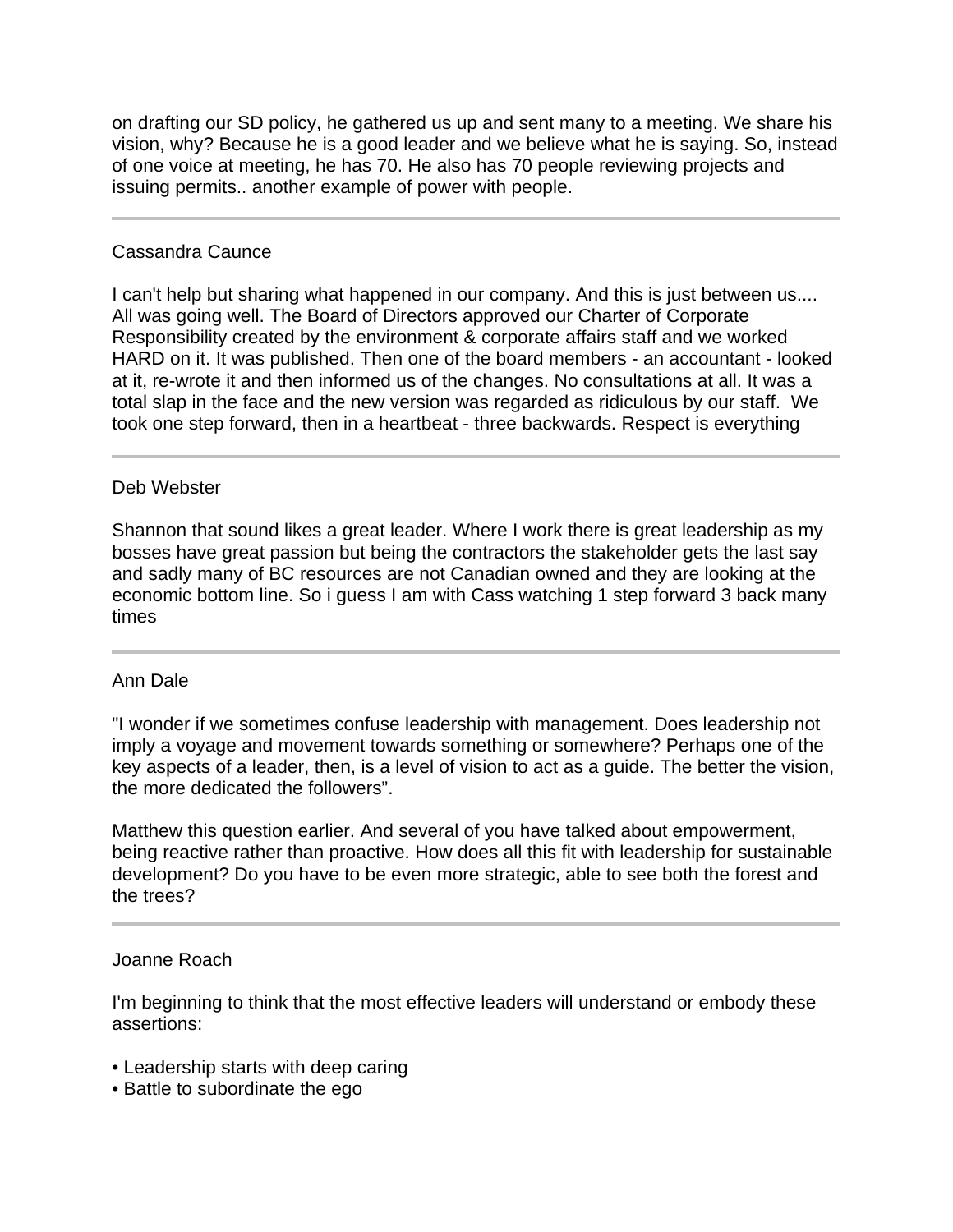on drafting our SD policy, he gathered us up and sent many to a meeting. We share his vision, why? Because he is a good leader and we believe what he is saying. So, instead of one voice at meeting, he has 70. He also has 70 people reviewing projects and issuing permits.. another example of power with people.

---

Cassandra Caunce

I can't help but sharing what happened in our company. And this is just between us.... All was going well. The Board of Directors approved our Charter of Corporate Responsibility created by the environment & corporate affairs staff and we worked HARD on it. It was published. Then one of the board members - an accountant - looked at it, re-wrote it and then informed us of the changes. No consultations at all. It was a total slap in the face and the new version was regarded as ridiculous by our staff. We took one step forward, then in a heartbeat - three backwards. Respect is everything

---

Deb Webster

Shannon that sound likes a great leader. Where I work there is great leadership as my bosses have great passion but being the contractors the stakeholder gets the last say and sadly many of BC resources are not Canadian owned and they are looking at the economic bottom line. So i guess I am with Cass watching 1 step forward 3 back many times

---

Ann Dale

"I wonder if we sometimes confuse leadership with management. Does leadership not imply a voyage and movement towards something or somewhere? Perhaps one of the key aspects of a leader, then, is a level of vision to act as a guide. The better the vision, the more dedicated the followers".

Matthew this question earlier. And several of you have talked about empowerment, being reactive rather than proactive. How does all this fit with leadership for sustainable development? Do you have to be even more strategic, able to see both the forest and the trees?

---

Joanne Roach

I'm beginning to think that the most effective leaders will understand or embody these assertions:

- Leadership starts with deep caring
- Battle to subordinate the ego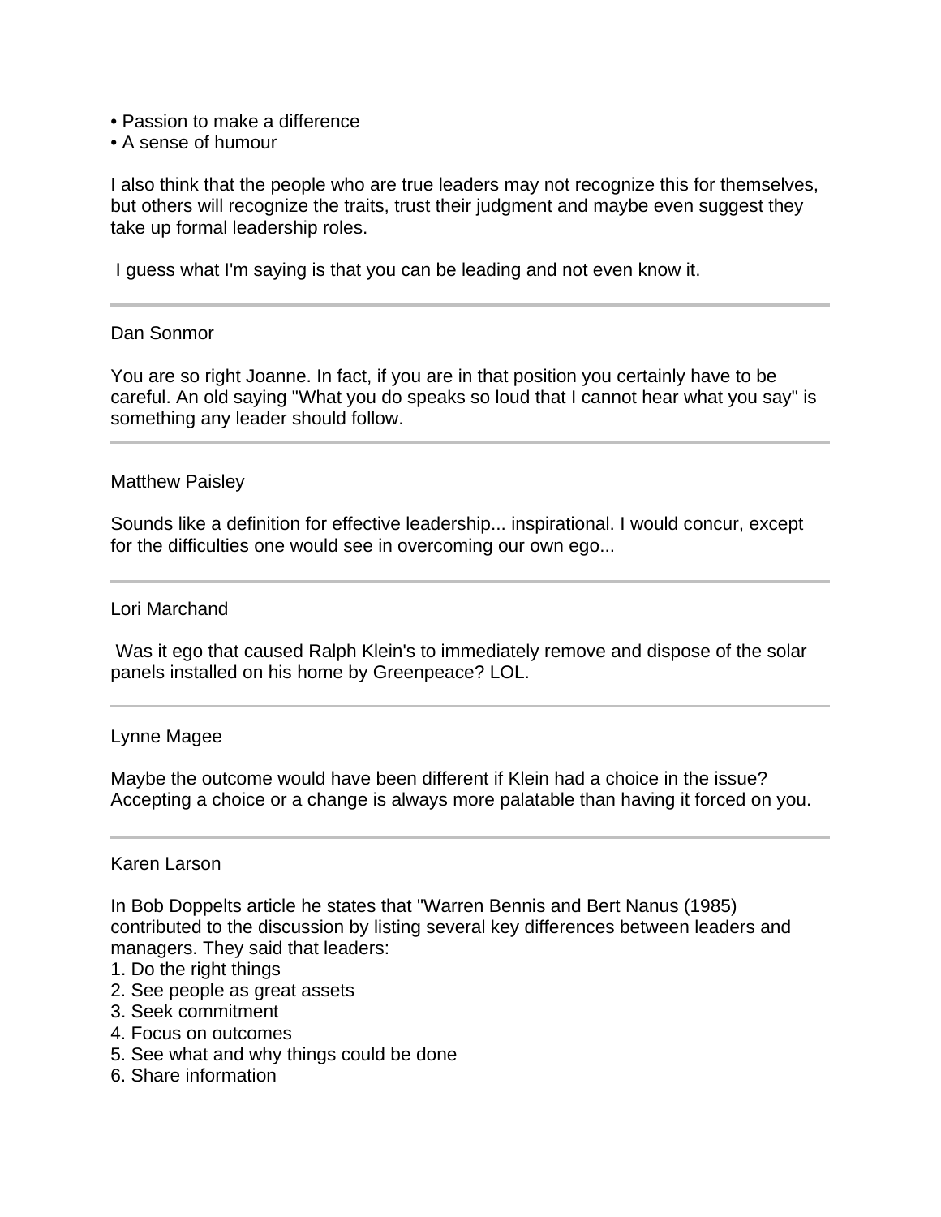• Passion to make a difference
• A sense of humour

I also think that the people who are true leaders may not recognize this for themselves, but others will recognize the traits, trust their judgment and maybe even suggest they take up formal leadership roles.

I guess what I'm saying is that you can be leading and not even know it.

---

Dan Sonmor

You are so right Joanne. In fact, if you are in that position you certainly have to be careful. An old saying "What you do speaks so loud that I cannot hear what you say" is something any leader should follow.

---

Matthew Paisley

Sounds like a definition for effective leadership... inspirational. I would concur, except for the difficulties one would see in overcoming our own ego...

---

Lori Marchand

Was it ego that caused Ralph Klein's to immediately remove and dispose of the solar panels installed on his home by Greenpeace? LOL.

---

Lynne Magee

Maybe the outcome would have been different if Klein had a choice in the issue? Accepting a choice or a change is always more palatable than having it forced on you.

---

Karen Larson

In Bob Doppelts article he states that "Warren Bennis and Bert Nanus (1985) contributed to the discussion by listing several key differences between leaders and managers. They said that leaders:

1. Do the right things
2. See people as great assets
3. Seek commitment
4. Focus on outcomes
5. See what and why things could be done
6. Share information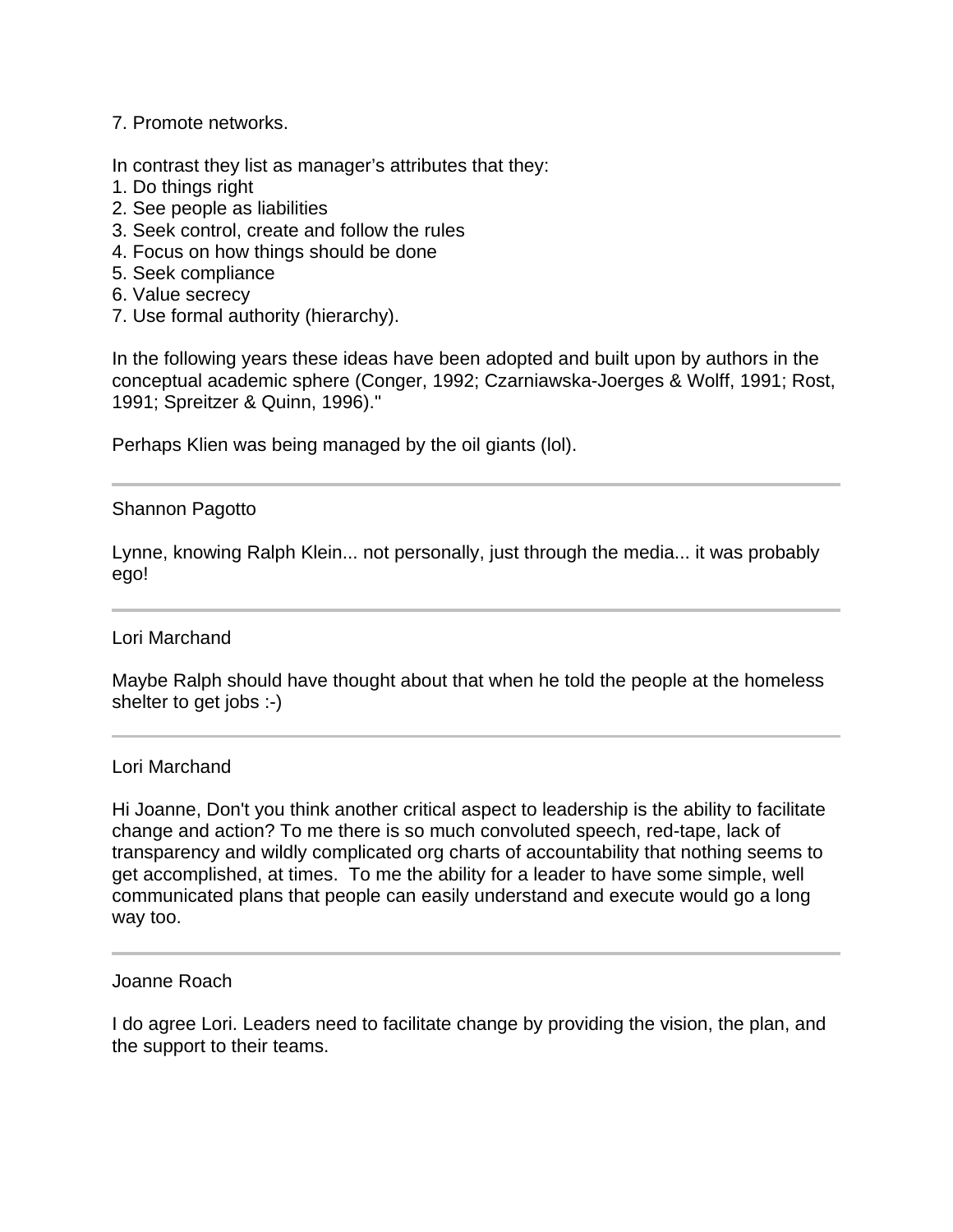7. Promote networks.

In contrast they list as manager's attributes that they:
1. Do things right
2. See people as liabilities
3. Seek control, create and follow the rules
4. Focus on how things should be done
5. Seek compliance
6. Value secrecy
7. Use formal authority (hierarchy).

In the following years these ideas have been adopted and built upon by authors in the conceptual academic sphere (Conger, 1992; Czarniawska-Joerges & Wolff, 1991; Rost, 1991; Spreitzer & Quinn, 1996)."

Perhaps Klien was being managed by the oil giants (lol).

---

Shannon Pagotto

Lynne, knowing Ralph Klein... not personally, just through the media... it was probably ego!

---

Lori Marchand

Maybe Ralph should have thought about that when he told the people at the homeless shelter to get jobs :-)

---

Lori Marchand

Hi Joanne, Don't you think another critical aspect to leadership is the ability to facilitate change and action? To me there is so much convoluted speech, red-tape, lack of transparency and wildly complicated org charts of accountability that nothing seems to get accomplished, at times. To me the ability for a leader to have some simple, well communicated plans that people can easily understand and execute would go a long way too.

---

Joanne Roach

I do agree Lori. Leaders need to facilitate change by providing the vision, the plan, and the support to their teams.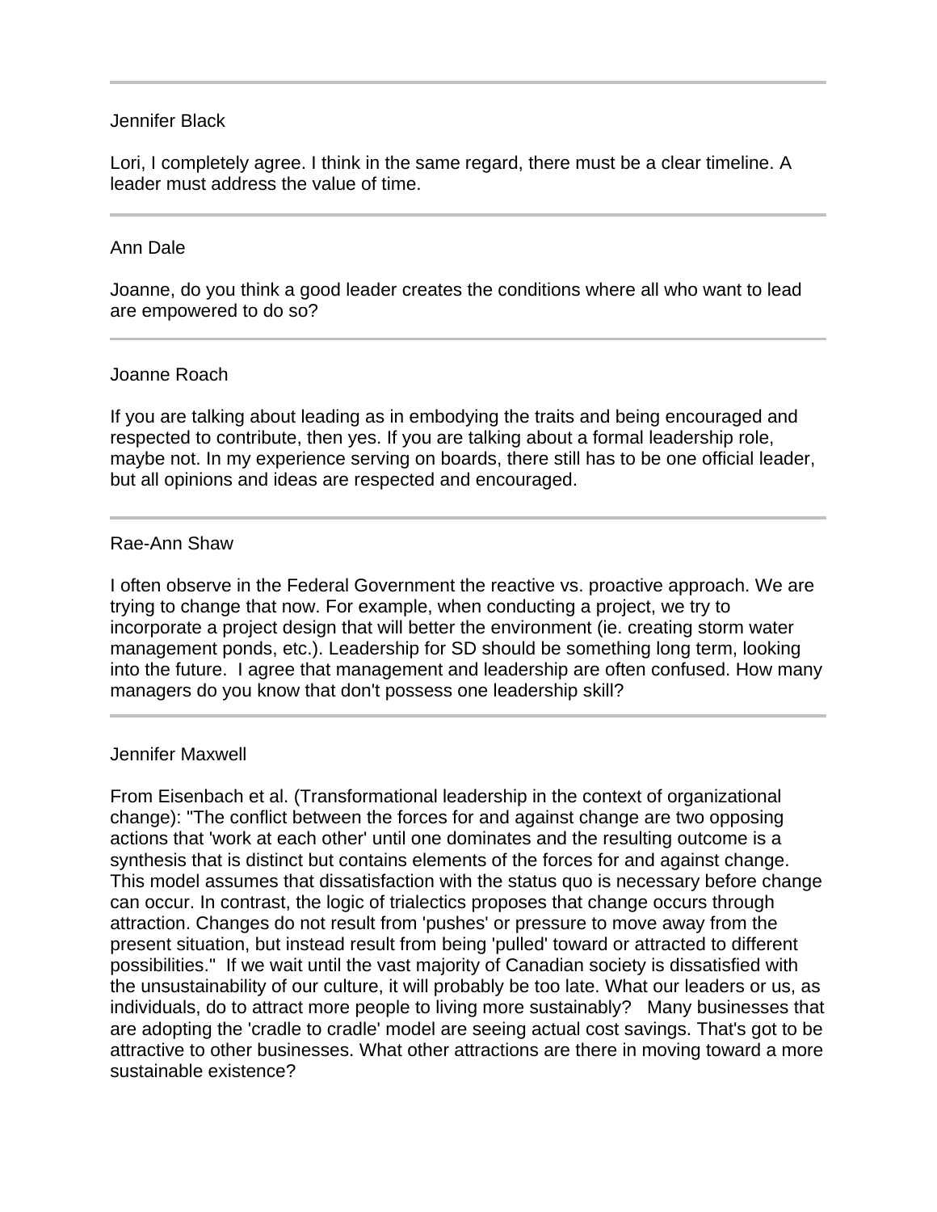---

Jennifer Black

Lori, I completely agree. I think in the same regard, there must be a clear timeline. A leader must address the value of time.

---

Ann Dale

Joanne, do you think a good leader creates the conditions where all who want to lead are empowered to do so?

---

Joanne Roach

If you are talking about leading as in embodying the traits and being encouraged and respected to contribute, then yes. If you are talking about a formal leadership role, maybe not. In my experience serving on boards, there still has to be one official leader, but all opinions and ideas are respected and encouraged.

---

Rae-Ann Shaw

I often observe in the Federal Government the reactive vs. proactive approach. We are trying to change that now. For example, when conducting a project, we try to incorporate a project design that will better the environment (ie. creating storm water management ponds, etc.). Leadership for SD should be something long term, looking into the future. I agree that management and leadership are often confused. How many managers do you know that don't possess one leadership skill?

---

Jennifer Maxwell

From Eisenbach et al. (Transformational leadership in the context of organizational change): "The conflict between the forces for and against change are two opposing actions that 'work at each other' until one dominates and the resulting outcome is a synthesis that is distinct but contains elements of the forces for and against change. This model assumes that dissatisfaction with the status quo is necessary before change can occur. In contrast, the logic of trialectics proposes that change occurs through attraction. Changes do not result from 'pushes' or pressure to move away from the present situation, but instead result from being 'pulled' toward or attracted to different possibilities." If we wait until the vast majority of Canadian society is dissatisfied with the unsustainability of our culture, it will probably be too late. What our leaders or us, as individuals, do to attract more people to living more sustainably? Many businesses that are adopting the 'cradle to cradle' model are seeing actual cost savings. That's got to be attractive to other businesses. What other attractions are there in moving toward a more sustainable existence?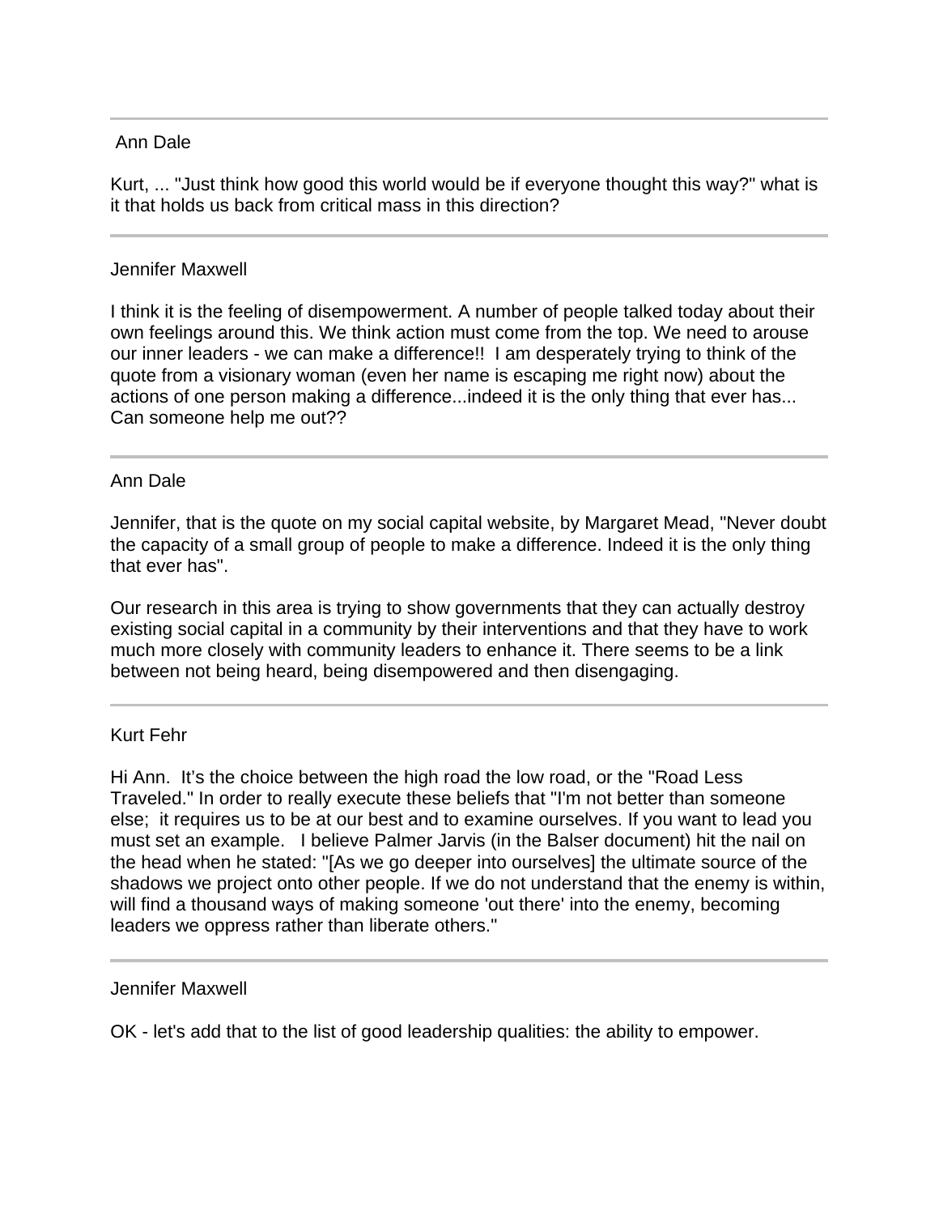---

Ann Dale

Kurt, ... "Just think how good this world would be if everyone thought this way?" what is it that holds us back from critical mass in this direction?

---

Jennifer Maxwell

I think it is the feeling of disempowerment. A number of people talked today about their own feelings around this. We think action must come from the top. We need to arouse our inner leaders - we can make a difference!! I am desperately trying to think of the quote from a visionary woman (even her name is escaping me right now) about the actions of one person making a difference...indeed it is the only thing that ever has... Can someone help me out??

---

Ann Dale

Jennifer, that is the quote on my social capital website, by Margaret Mead, "Never doubt the capacity of a small group of people to make a difference. Indeed it is the only thing that ever has".

Our research in this area is trying to show governments that they can actually destroy existing social capital in a community by their interventions and that they have to work much more closely with community leaders to enhance it. There seems to be a link between not being heard, being disempowered and then disengaging.

---

Kurt Fehr

Hi Ann. It's the choice between the high road the low road, or the "Road Less Traveled." In order to really execute these beliefs that "I'm not better than someone else; it requires us to be at our best and to examine ourselves. If you want to lead you must set an example. I believe Palmer Jarvis (in the Balser document) hit the nail on the head when he stated: "[As we go deeper into ourselves] the ultimate source of the shadows we project onto other people. If we do not understand that the enemy is within, will find a thousand ways of making someone 'out there' into the enemy, becoming leaders we oppress rather than liberate others."

---

Jennifer Maxwell

OK - let's add that to the list of good leadership qualities: the ability to empower.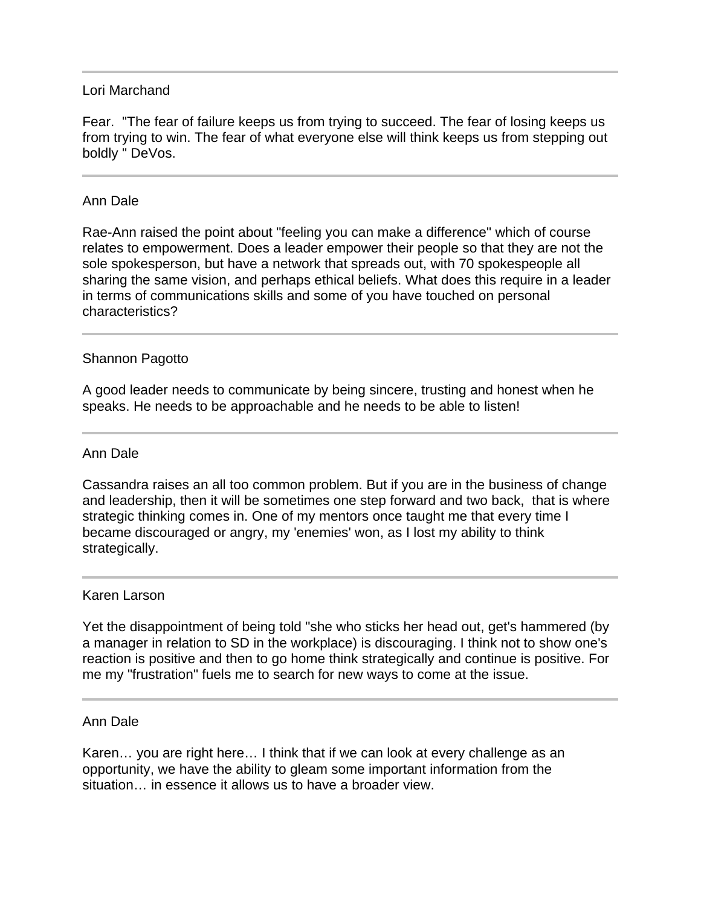---

Lori Marchand

Fear. "The fear of failure keeps us from trying to succeed. The fear of losing keeps us from trying to win. The fear of what everyone else will think keeps us from stepping out boldly " DeVos.

---

Ann Dale

Rae-Ann raised the point about "feeling you can make a difference" which of course relates to empowerment. Does a leader empower their people so that they are not the sole spokesperson, but have a network that spreads out, with 70 spokespeople all sharing the same vision, and perhaps ethical beliefs. What does this require in a leader in terms of communications skills and some of you have touched on personal characteristics?

---

Shannon Pagotto

A good leader needs to communicate by being sincere, trusting and honest when he speaks. He needs to be approachable and he needs to be able to listen!

---

Ann Dale

Cassandra raises an all too common problem. But if you are in the business of change and leadership, then it will be sometimes one step forward and two back, that is where strategic thinking comes in. One of my mentors once taught me that every time I became discouraged or angry, my 'enemies' won, as I lost my ability to think strategically.

---

Karen Larson

Yet the disappointment of being told "she who sticks her head out, get's hammered (by a manager in relation to SD in the workplace) is discouraging. I think not to show one's reaction is positive and then to go home think strategically and continue is positive. For me my "frustration" fuels me to search for new ways to come at the issue.

---

Ann Dale

Karen… you are right here… I think that if we can look at every challenge as an opportunity, we have the ability to gleam some important information from the situation… in essence it allows us to have a broader view.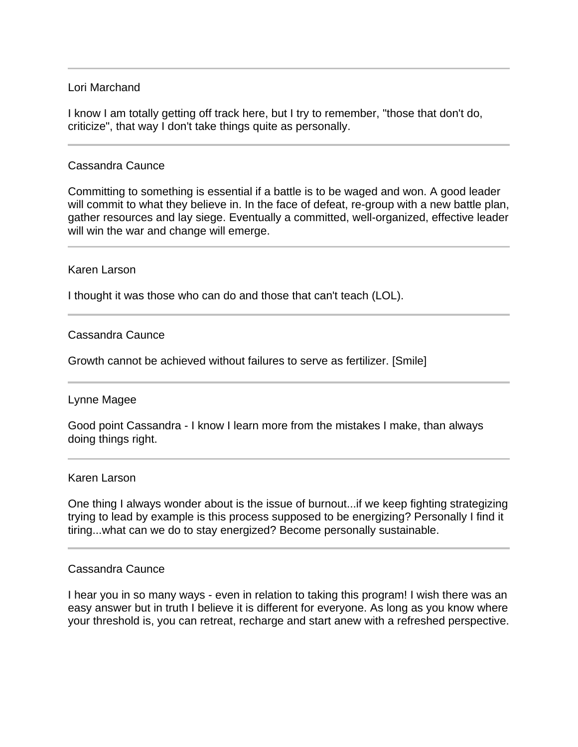---

Lori Marchand

I know I am totally getting off track here, but I try to remember, "those that don't do, criticize", that way I don't take things quite as personally.

---

Cassandra Caunce

Committing to something is essential if a battle is to be waged and won. A good leader will commit to what they believe in. In the face of defeat, re-group with a new battle plan, gather resources and lay siege. Eventually a committed, well-organized, effective leader will win the war and change will emerge.

---

Karen Larson

I thought it was those who can do and those that can't teach (LOL).

---

Cassandra Caunce

Growth cannot be achieved without failures to serve as fertilizer. [Smile]

---

Lynne Magee

Good point Cassandra - I know I learn more from the mistakes I make, than always doing things right.

---

Karen Larson

One thing I always wonder about is the issue of burnout...if we keep fighting strategizing trying to lead by example is this process supposed to be energizing? Personally I find it tiring...what can we do to stay energized? Become personally sustainable.

---

Cassandra Caunce

I hear you in so many ways - even in relation to taking this program! I wish there was an easy answer but in truth I believe it is different for everyone. As long as you know where your threshold is, you can retreat, recharge and start anew with a refreshed perspective.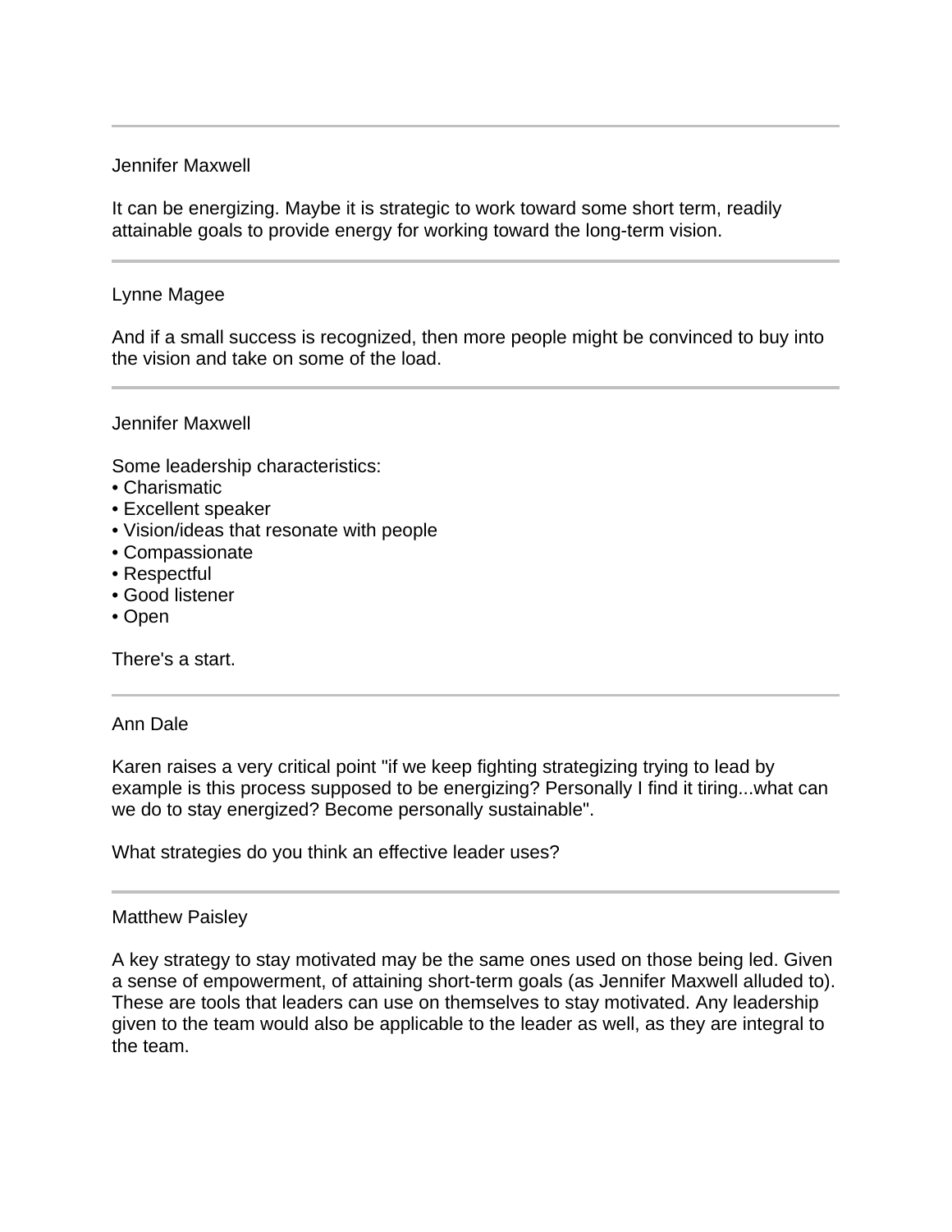---

Jennifer Maxwell

It can be energizing. Maybe it is strategic to work toward some short term, readily attainable goals to provide energy for working toward the long-term vision.

---

Lynne Magee

And if a small success is recognized, then more people might be convinced to buy into the vision and take on some of the load.

---

Jennifer Maxwell

Some leadership characteristics:

- Charismatic
- Excellent speaker
- Vision/ideas that resonate with people
- Compassionate
- Respectful
- Good listener
- Open

There's a start.

---

Ann Dale

Karen raises a very critical point "if we keep fighting strategizing trying to lead by example is this process supposed to be energizing? Personally I find it tiring...what can we do to stay energized? Become personally sustainable".

What strategies do you think an effective leader uses?

---

Matthew Paisley

A key strategy to stay motivated may be the same ones used on those being led. Given a sense of empowerment, of attaining short-term goals (as Jennifer Maxwell alluded to). These are tools that leaders can use on themselves to stay motivated. Any leadership given to the team would also be applicable to the leader as well, as they are integral to the team.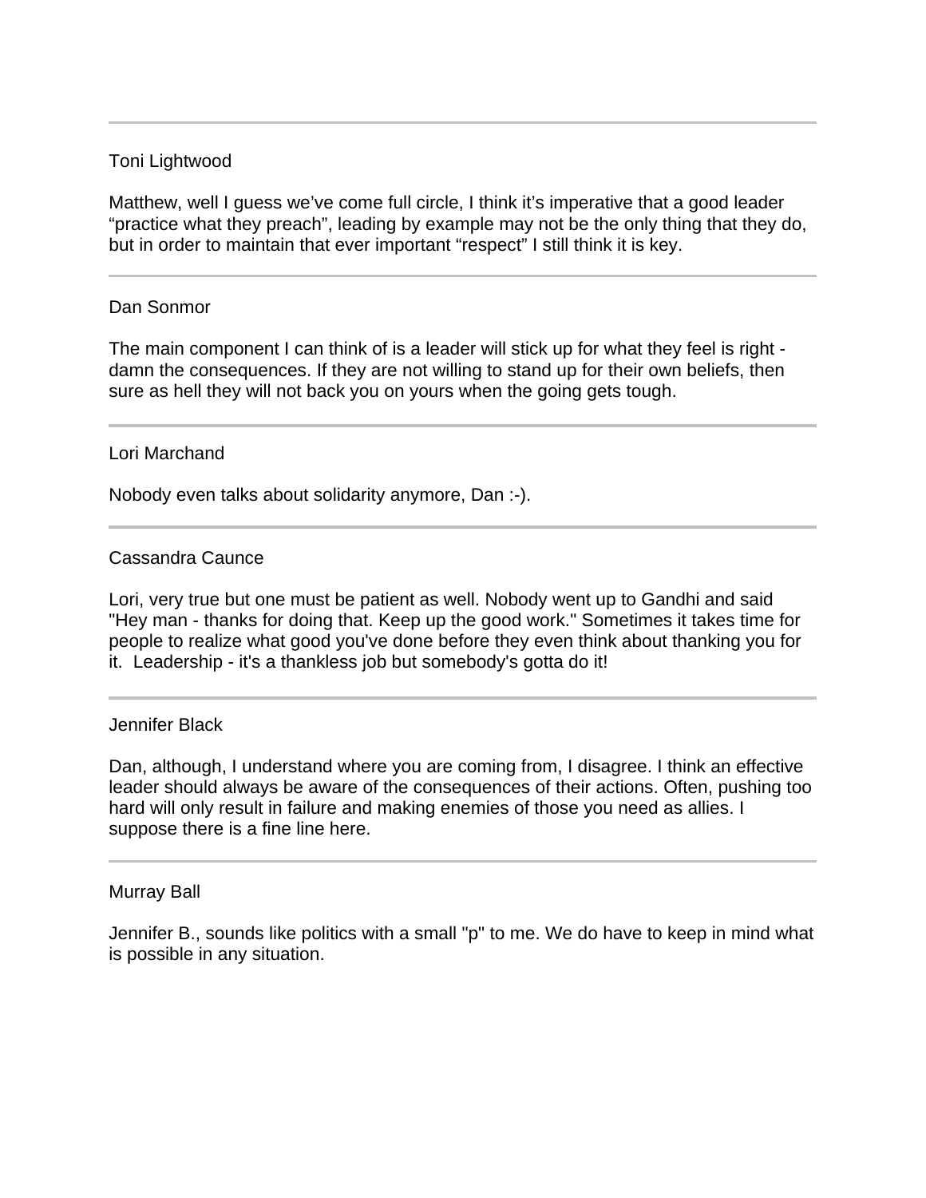---

Toni Lightwood

Matthew, well I guess we've come full circle, I think it's imperative that a good leader "practice what they preach", leading by example may not be the only thing that they do, but in order to maintain that ever important "respect" I still think it is key.

---

Dan Sonmor

The main component I can think of is a leader will stick up for what they feel is right - damn the consequences. If they are not willing to stand up for their own beliefs, then sure as hell they will not back you on yours when the going gets tough.

---

Lori Marchand

Nobody even talks about solidarity anymore, Dan :-).

---

Cassandra Caunce

Lori, very true but one must be patient as well. Nobody went up to Gandhi and said "Hey man - thanks for doing that. Keep up the good work." Sometimes it takes time for people to realize what good you've done before they even think about thanking you for it. Leadership - it's a thankless job but somebody's gotta do it!

---

Jennifer Black

Dan, although, I understand where you are coming from, I disagree. I think an effective leader should always be aware of the consequences of their actions. Often, pushing too hard will only result in failure and making enemies of those you need as allies. I suppose there is a fine line here.

---

Murray Ball

Jennifer B., sounds like politics with a small "p" to me. We do have to keep in mind what is possible in any situation.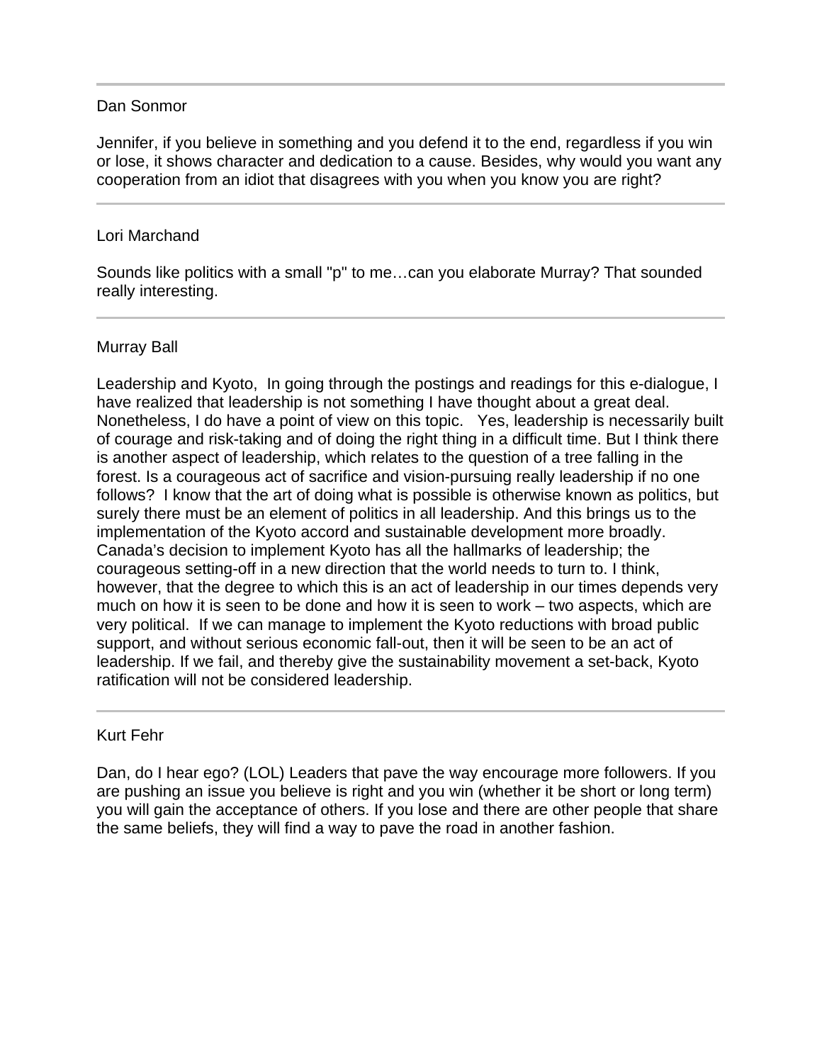---

Dan Sonmor

Jennifer, if you believe in something and you defend it to the end, regardless if you win or lose, it shows character and dedication to a cause. Besides, why would you want any cooperation from an idiot that disagrees with you when you know you are right?

---

Lori Marchand

Sounds like politics with a small "p" to me…can you elaborate Murray? That sounded really interesting.

---

Murray Ball

Leadership and Kyoto, In going through the postings and readings for this e-dialogue, I have realized that leadership is not something I have thought about a great deal. Nonetheless, I do have a point of view on this topic. Yes, leadership is necessarily built of courage and risk-taking and of doing the right thing in a difficult time. But I think there is another aspect of leadership, which relates to the question of a tree falling in the forest. Is a courageous act of sacrifice and vision-pursuing really leadership if no one follows? I know that the art of doing what is possible is otherwise known as politics, but surely there must be an element of politics in all leadership. And this brings us to the implementation of the Kyoto accord and sustainable development more broadly. Canada's decision to implement Kyoto has all the hallmarks of leadership; the courageous setting-off in a new direction that the world needs to turn to. I think, however, that the degree to which this is an act of leadership in our times depends very much on how it is seen to be done and how it is seen to work – two aspects, which are very political. If we can manage to implement the Kyoto reductions with broad public support, and without serious economic fall-out, then it will be seen to be an act of leadership. If we fail, and thereby give the sustainability movement a set-back, Kyoto ratification will not be considered leadership.

---

Kurt Fehr

Dan, do I hear ego? (LOL) Leaders that pave the way encourage more followers. If you are pushing an issue you believe is right and you win (whether it be short or long term) you will gain the acceptance of others. If you lose and there are other people that share the same beliefs, they will find a way to pave the road in another fashion.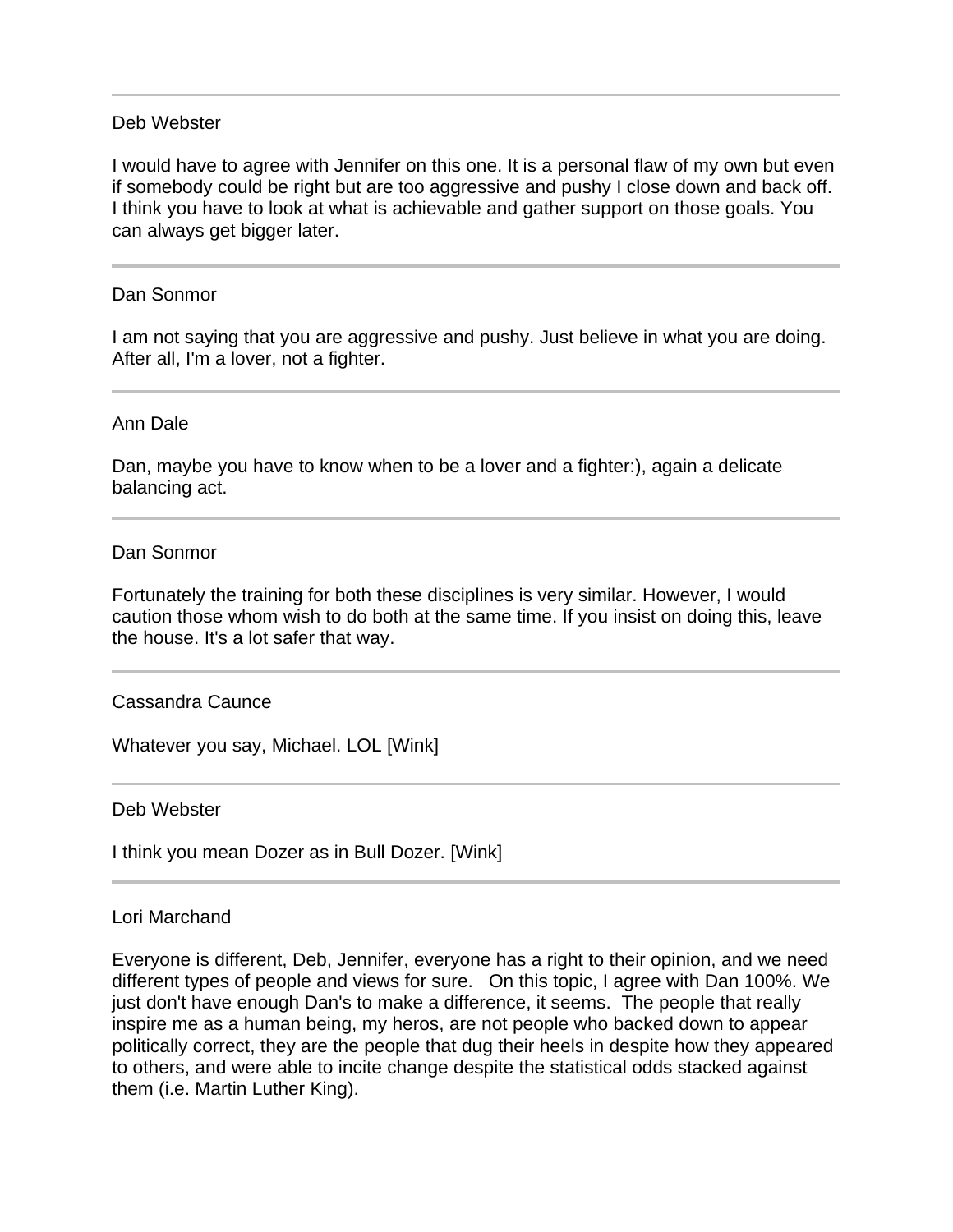---

Deb Webster

I would have to agree with Jennifer on this one. It is a personal flaw of my own but even if somebody could be right but are too aggressive and pushy I close down and back off. I think you have to look at what is achievable and gather support on those goals. You can always get bigger later.

---

Dan Sonmor

I am not saying that you are aggressive and pushy. Just believe in what you are doing. After all, I'm a lover, not a fighter.

---

Ann Dale

Dan, maybe you have to know when to be a lover and a fighter:), again a delicate balancing act.

---

Dan Sonmor

Fortunately the training for both these disciplines is very similar. However, I would caution those whom wish to do both at the same time. If you insist on doing this, leave the house. It's a lot safer that way.

---

Cassandra Caunce

Whatever you say, Michael. LOL [Wink]

---

Deb Webster

I think you mean Dozer as in Bull Dozer. [Wink]

---

Lori Marchand

Everyone is different, Deb, Jennifer, everyone has a right to their opinion, and we need different types of people and views for sure. On this topic, I agree with Dan 100%. We just don't have enough Dan's to make a difference, it seems. The people that really inspire me as a human being, my heros, are not people who backed down to appear politically correct, they are the people that dug their heels in despite how they appeared to others, and were able to incite change despite the statistical odds stacked against them (i.e. Martin Luther King).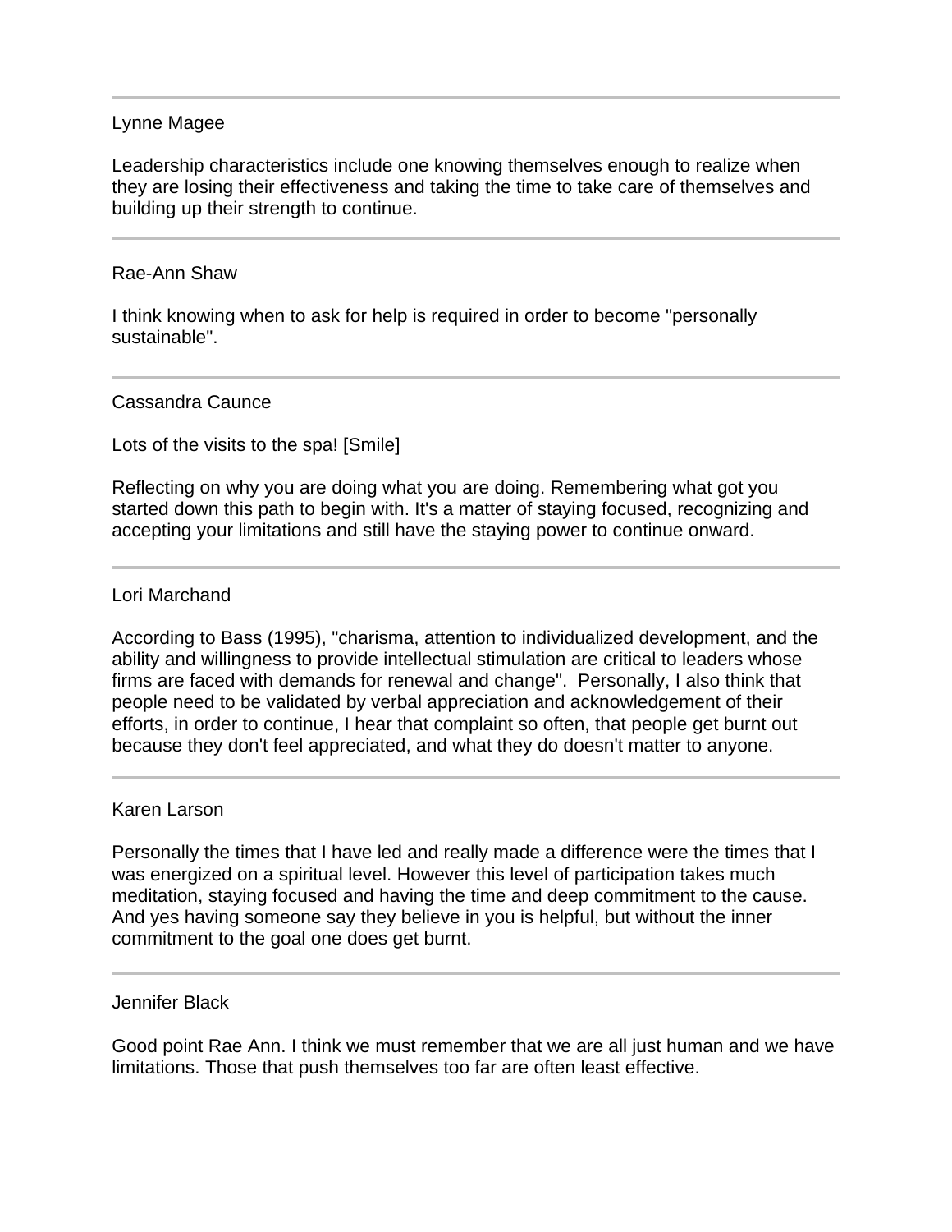---

Lynne Magee

Leadership characteristics include one knowing themselves enough to realize when they are losing their effectiveness and taking the time to take care of themselves and building up their strength to continue.

---

Rae-Ann Shaw

I think knowing when to ask for help is required in order to become "personally sustainable".

---

Cassandra Caunce

Lots of the visits to the spa! [Smile]

Reflecting on why you are doing what you are doing. Remembering what got you started down this path to begin with. It's a matter of staying focused, recognizing and accepting your limitations and still have the staying power to continue onward.

---

Lori Marchand

According to Bass (1995), "charisma, attention to individualized development, and the ability and willingness to provide intellectual stimulation are critical to leaders whose firms are faced with demands for renewal and change". Personally, I also think that people need to be validated by verbal appreciation and acknowledgement of their efforts, in order to continue, I hear that complaint so often, that people get burnt out because they don't feel appreciated, and what they do doesn't matter to anyone.

---

Karen Larson

Personally the times that I have led and really made a difference were the times that I was energized on a spiritual level. However this level of participation takes much meditation, staying focused and having the time and deep commitment to the cause. And yes having someone say they believe in you is helpful, but without the inner commitment to the goal one does get burnt.

---

Jennifer Black

Good point Rae Ann. I think we must remember that we are all just human and we have limitations. Those that push themselves too far are often least effective.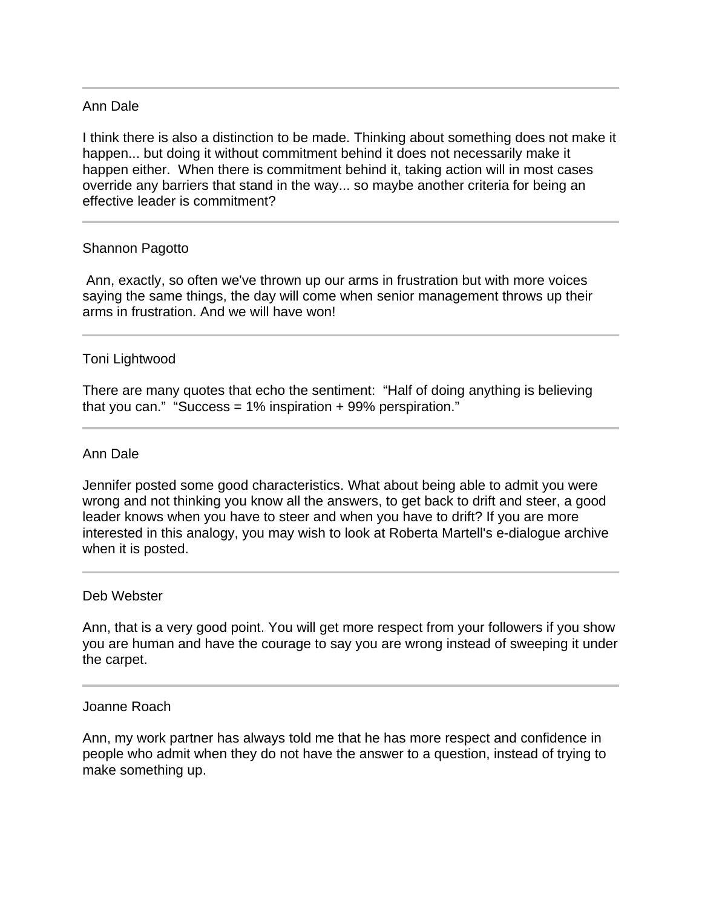---

Ann Dale

I think there is also a distinction to be made. Thinking about something does not make it happen... but doing it without commitment behind it does not necessarily make it happen either. When there is commitment behind it, taking action will in most cases override any barriers that stand in the way... so maybe another criteria for being an effective leader is commitment?

---

Shannon Pagotto

Ann, exactly, so often we've thrown up our arms in frustration but with more voices saying the same things, the day will come when senior management throws up their arms in frustration. And we will have won!

---

Toni Lightwood

There are many quotes that echo the sentiment: "Half of doing anything is believing that you can." "Success = 1% inspiration + 99% perspiration."

---

Ann Dale

Jennifer posted some good characteristics. What about being able to admit you were wrong and not thinking you know all the answers, to get back to drift and steer, a good leader knows when you have to steer and when you have to drift? If you are more interested in this analogy, you may wish to look at Roberta Martell's e-dialogue archive when it is posted.

---

Deb Webster

Ann, that is a very good point. You will get more respect from your followers if you show you are human and have the courage to say you are wrong instead of sweeping it under the carpet.

---

Joanne Roach

Ann, my work partner has always told me that he has more respect and confidence in people who admit when they do not have the answer to a question, instead of trying to make something up.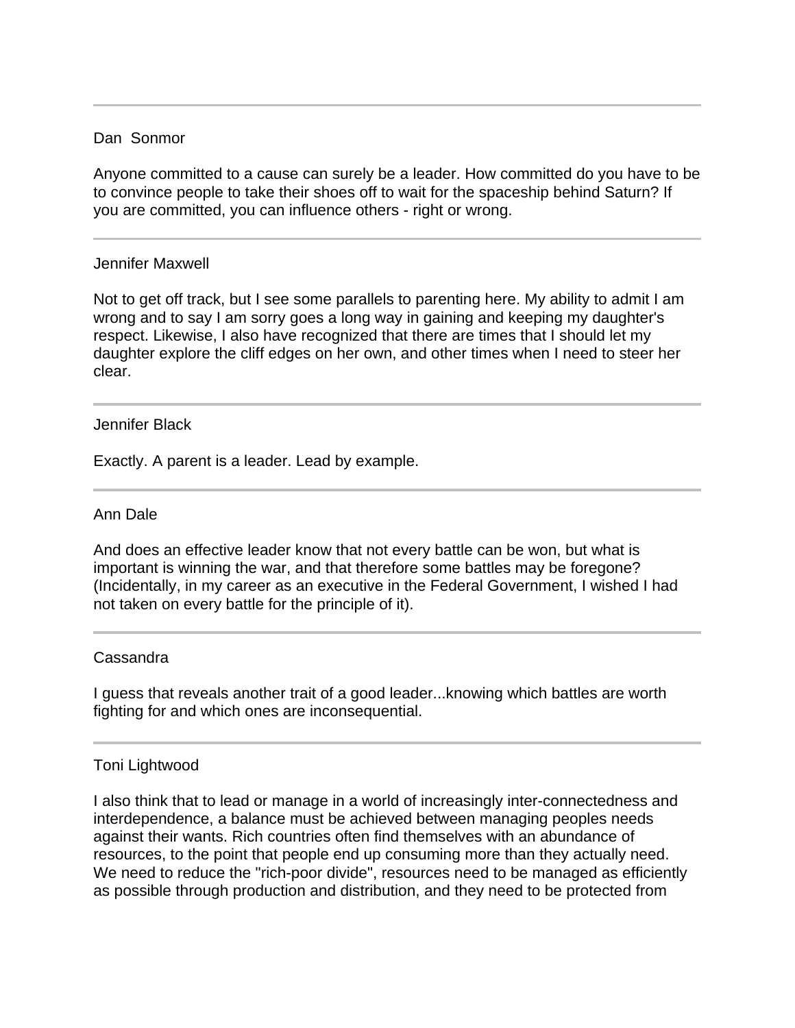---

Dan Sonmor

Anyone committed to a cause can surely be a leader. How committed do you have to be to convince people to take their shoes off to wait for the spaceship behind Saturn? If you are committed, you can influence others - right or wrong.

---

Jennifer Maxwell

Not to get off track, but I see some parallels to parenting here. My ability to admit I am wrong and to say I am sorry goes a long way in gaining and keeping my daughter's respect. Likewise, I also have recognized that there are times that I should let my daughter explore the cliff edges on her own, and other times when I need to steer her clear.

---

Jennifer Black

Exactly. A parent is a leader. Lead by example.

---

Ann Dale

And does an effective leader know that not every battle can be won, but what is important is winning the war, and that therefore some battles may be foregone? (Incidentally, in my career as an executive in the Federal Government, I wished I had not taken on every battle for the principle of it).

---

Cassandra

I guess that reveals another trait of a good leader...knowing which battles are worth fighting for and which ones are inconsequential.

---

Toni Lightwood

I also think that to lead or manage in a world of increasingly inter-connectedness and interdependence, a balance must be achieved between managing peoples needs against their wants. Rich countries often find themselves with an abundance of resources, to the point that people end up consuming more than they actually need. We need to reduce the "rich-poor divide", resources need to be managed as efficiently as possible through production and distribution, and they need to be protected from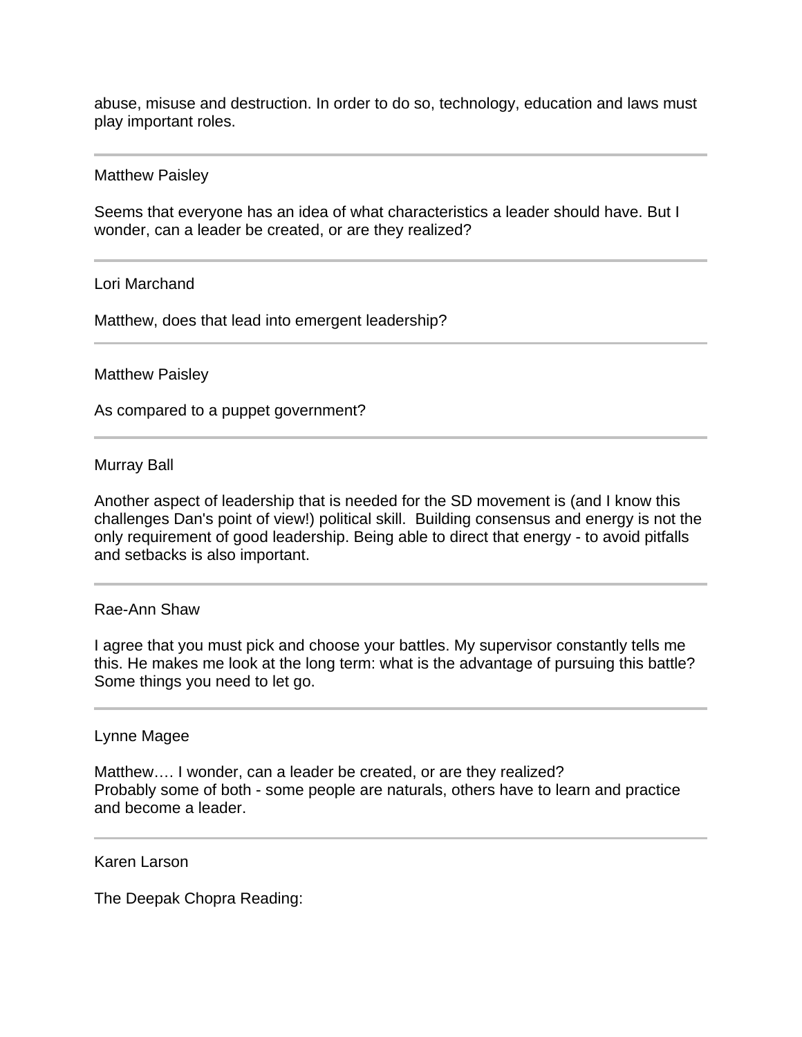abuse, misuse and destruction. In order to do so, technology, education and laws must play important roles.

---

Matthew Paisley

Seems that everyone has an idea of what characteristics a leader should have. But I wonder, can a leader be created, or are they realized?

---

Lori Marchand

Matthew, does that lead into emergent leadership?

---

Matthew Paisley

As compared to a puppet government?

---

Murray Ball

Another aspect of leadership that is needed for the SD movement is (and I know this challenges Dan's point of view!) political skill. Building consensus and energy is not the only requirement of good leadership. Being able to direct that energy - to avoid pitfalls and setbacks is also important.

---

Rae-Ann Shaw

I agree that you must pick and choose your battles. My supervisor constantly tells me this. He makes me look at the long term: what is the advantage of pursuing this battle? Some things you need to let go.

---

Lynne Magee

Matthew…. I wonder, can a leader be created, or are they realized?
Probably some of both - some people are naturals, others have to learn and practice and become a leader.

---

Karen Larson

The Deepak Chopra Reading: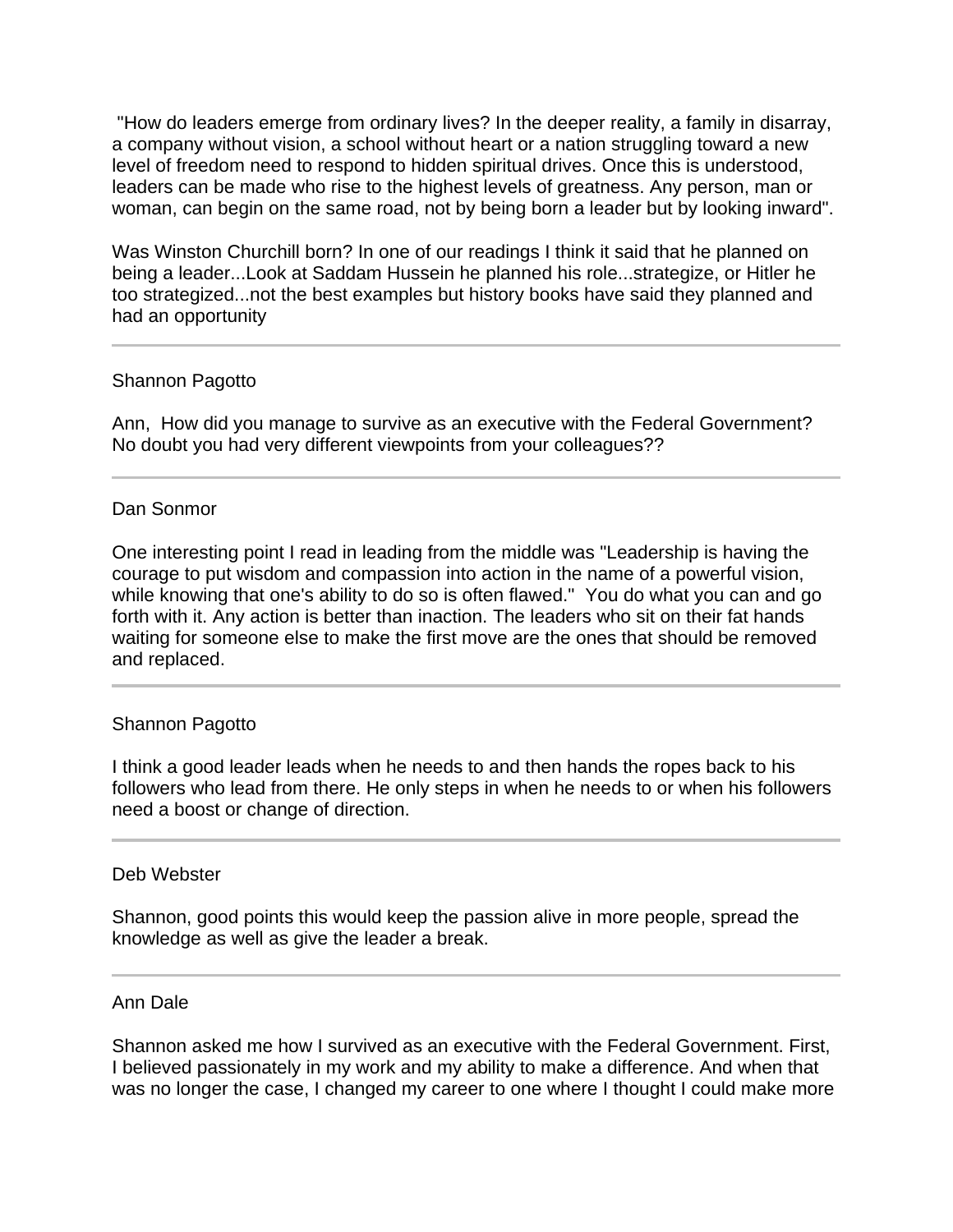"How do leaders emerge from ordinary lives? In the deeper reality, a family in disarray, a company without vision, a school without heart or a nation struggling toward a new level of freedom need to respond to hidden spiritual drives. Once this is understood, leaders can be made who rise to the highest levels of greatness. Any person, man or woman, can begin on the same road, not by being born a leader but by looking inward".

Was Winston Churchill born? In one of our readings I think it said that he planned on being a leader...Look at Saddam Hussein he planned his role...strategize, or Hitler he too strategized...not the best examples but history books have said they planned and had an opportunity

---

Shannon Pagotto

Ann, How did you manage to survive as an executive with the Federal Government? No doubt you had very different viewpoints from your colleagues??

---

Dan Sonmor

One interesting point I read in leading from the middle was "Leadership is having the courage to put wisdom and compassion into action in the name of a powerful vision, while knowing that one's ability to do so is often flawed." You do what you can and go forth with it. Any action is better than inaction. The leaders who sit on their fat hands waiting for someone else to make the first move are the ones that should be removed and replaced.

---

Shannon Pagotto

I think a good leader leads when he needs to and then hands the ropes back to his followers who lead from there. He only steps in when he needs to or when his followers need a boost or change of direction.

---

Deb Webster

Shannon, good points this would keep the passion alive in more people, spread the knowledge as well as give the leader a break.

---

Ann Dale

Shannon asked me how I survived as an executive with the Federal Government. First, I believed passionately in my work and my ability to make a difference. And when that was no longer the case, I changed my career to one where I thought I could make more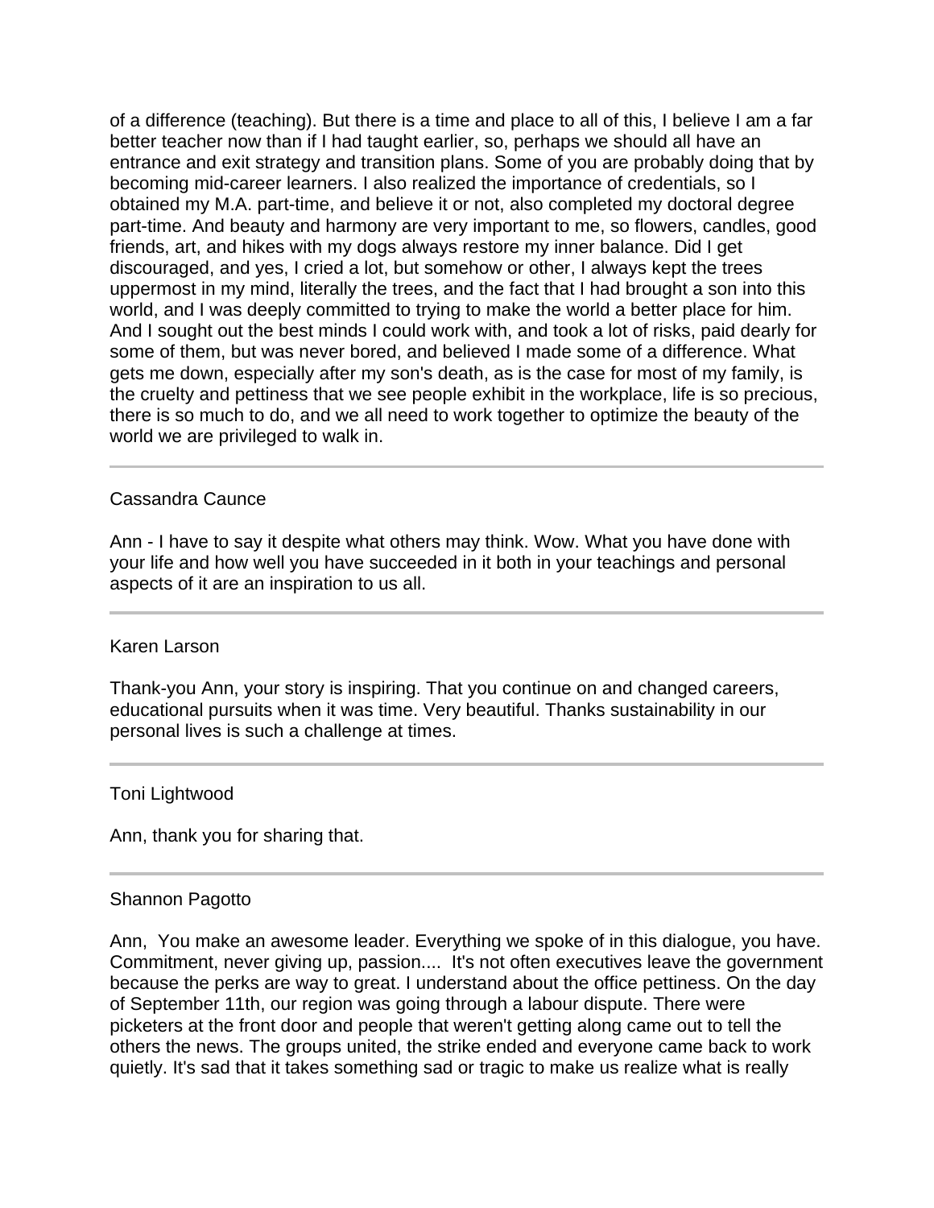of a difference (teaching). But there is a time and place to all of this, I believe I am a far better teacher now than if I had taught earlier, so, perhaps we should all have an entrance and exit strategy and transition plans. Some of you are probably doing that by becoming mid-career learners. I also realized the importance of credentials, so I obtained my M.A. part-time, and believe it or not, also completed my doctoral degree part-time. And beauty and harmony are very important to me, so flowers, candles, good friends, art, and hikes with my dogs always restore my inner balance. Did I get discouraged, and yes, I cried a lot, but somehow or other, I always kept the trees uppermost in my mind, literally the trees, and the fact that I had brought a son into this world, and I was deeply committed to trying to make the world a better place for him. And I sought out the best minds I could work with, and took a lot of risks, paid dearly for some of them, but was never bored, and believed I made some of a difference. What gets me down, especially after my son's death, as is the case for most of my family, is the cruelty and pettiness that we see people exhibit in the workplace, life is so precious, there is so much to do, and we all need to work together to optimize the beauty of the world we are privileged to walk in.

---

Cassandra Caunce

Ann - I have to say it despite what others may think. Wow. What you have done with your life and how well you have succeeded in it both in your teachings and personal aspects of it are an inspiration to us all.

---

Karen Larson

Thank-you Ann, your story is inspiring. That you continue on and changed careers, educational pursuits when it was time. Very beautiful. Thanks sustainability in our personal lives is such a challenge at times.

---

Toni Lightwood

Ann, thank you for sharing that.

---

Shannon Pagotto

Ann, You make an awesome leader. Everything we spoke of in this dialogue, you have. Commitment, never giving up, passion.... It's not often executives leave the government because the perks are way to great. I understand about the office pettiness. On the day of September 11th, our region was going through a labour dispute. There were picketers at the front door and people that weren't getting along came out to tell the others the news. The groups united, the strike ended and everyone came back to work quietly. It's sad that it takes something sad or tragic to make us realize what is really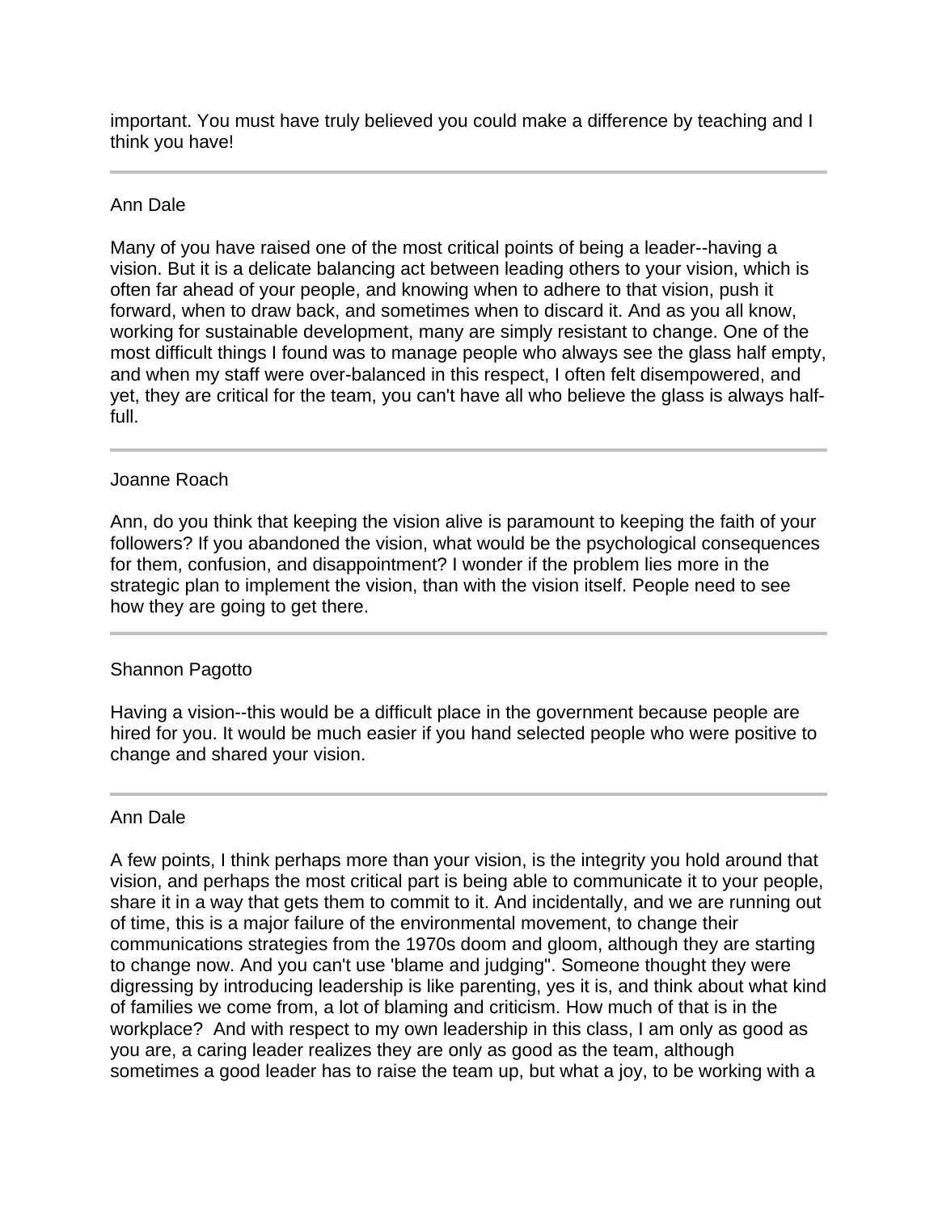important. You must have truly believed you could make a difference by teaching and I think you have!

---

Ann Dale

Many of you have raised one of the most critical points of being a leader--having a vision. But it is a delicate balancing act between leading others to your vision, which is often far ahead of your people, and knowing when to adhere to that vision, push it forward, when to draw back, and sometimes when to discard it. And as you all know, working for sustainable development, many are simply resistant to change. One of the most difficult things I found was to manage people who always see the glass half empty, and when my staff were over-balanced in this respect, I often felt disempowered, and yet, they are critical for the team, you can't have all who believe the glass is always half-full.

---

Joanne Roach

Ann, do you think that keeping the vision alive is paramount to keeping the faith of your followers? If you abandoned the vision, what would be the psychological consequences for them, confusion, and disappointment? I wonder if the problem lies more in the strategic plan to implement the vision, than with the vision itself. People need to see how they are going to get there.

---

Shannon Pagotto

Having a vision--this would be a difficult place in the government because people are hired for you. It would be much easier if you hand selected people who were positive to change and shared your vision.

---

Ann Dale

A few points, I think perhaps more than your vision, is the integrity you hold around that vision, and perhaps the most critical part is being able to communicate it to your people, share it in a way that gets them to commit to it. And incidentally, and we are running out of time, this is a major failure of the environmental movement, to change their communications strategies from the 1970s doom and gloom, although they are starting to change now. And you can't use 'blame and judging". Someone thought they were digressing by introducing leadership is like parenting, yes it is, and think about what kind of families we come from, a lot of blaming and criticism. How much of that is in the workplace? And with respect to my own leadership in this class, I am only as good as you are, a caring leader realizes they are only as good as the team, although sometimes a good leader has to raise the team up, but what a joy, to be working with a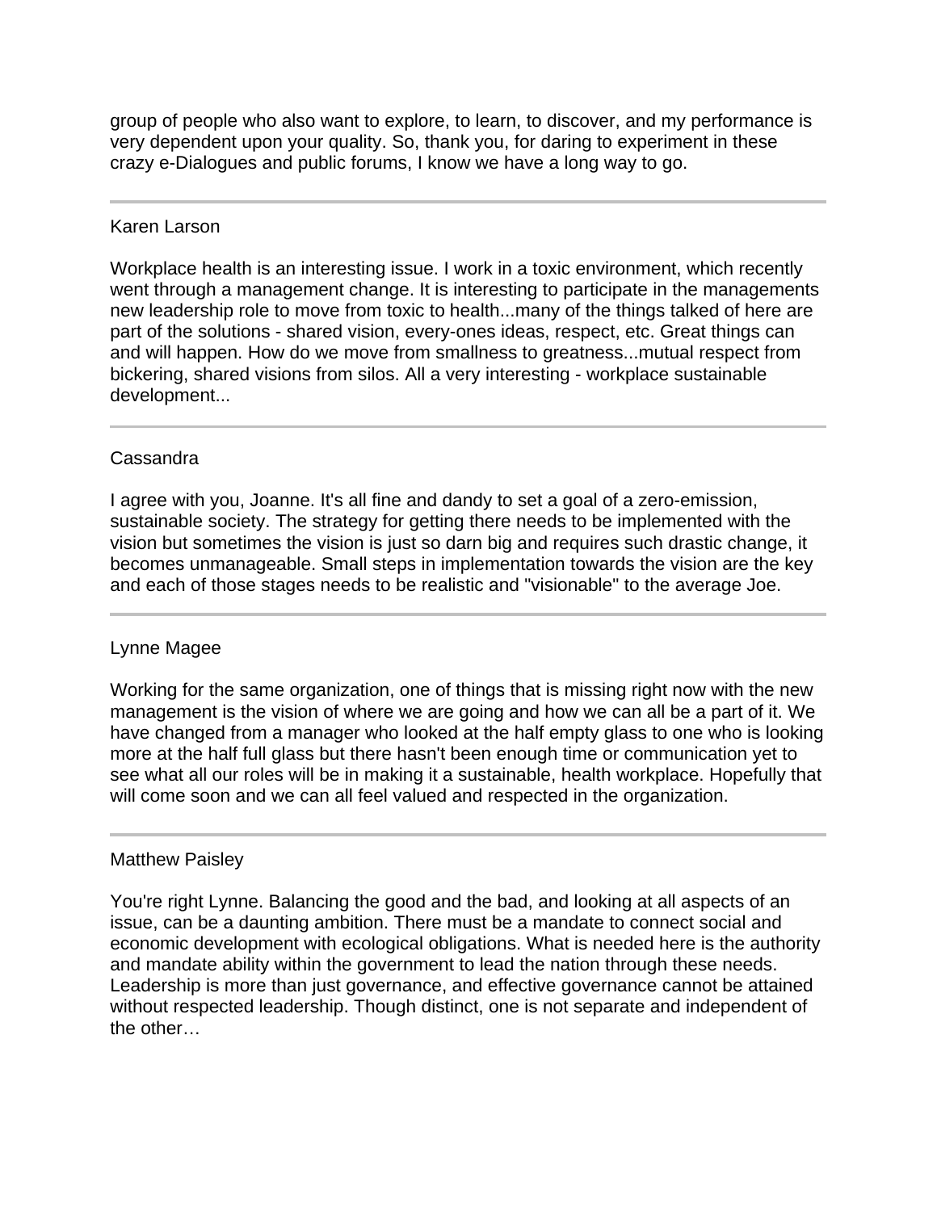group of people who also want to explore, to learn, to discover, and my performance is very dependent upon your quality. So, thank you, for daring to experiment in these crazy e-Dialogues and public forums, I know we have a long way to go.

---

Karen Larson

Workplace health is an interesting issue. I work in a toxic environment, which recently went through a management change. It is interesting to participate in the managements new leadership role to move from toxic to health...many of the things talked of here are part of the solutions - shared vision, every-ones ideas, respect, etc. Great things can and will happen. How do we move from smallness to greatness...mutual respect from bickering, shared visions from silos. All a very interesting - workplace sustainable development...

---

Cassandra

I agree with you, Joanne. It's all fine and dandy to set a goal of a zero-emission, sustainable society. The strategy for getting there needs to be implemented with the vision but sometimes the vision is just so darn big and requires such drastic change, it becomes unmanageable. Small steps in implementation towards the vision are the key and each of those stages needs to be realistic and "visionable" to the average Joe.

---

Lynne Magee

Working for the same organization, one of things that is missing right now with the new management is the vision of where we are going and how we can all be a part of it. We have changed from a manager who looked at the half empty glass to one who is looking more at the half full glass but there hasn't been enough time or communication yet to see what all our roles will be in making it a sustainable, health workplace. Hopefully that will come soon and we can all feel valued and respected in the organization.

---

Matthew Paisley

You're right Lynne. Balancing the good and the bad, and looking at all aspects of an issue, can be a daunting ambition. There must be a mandate to connect social and economic development with ecological obligations. What is needed here is the authority and mandate ability within the government to lead the nation through these needs. Leadership is more than just governance, and effective governance cannot be attained without respected leadership. Though distinct, one is not separate and independent of the other…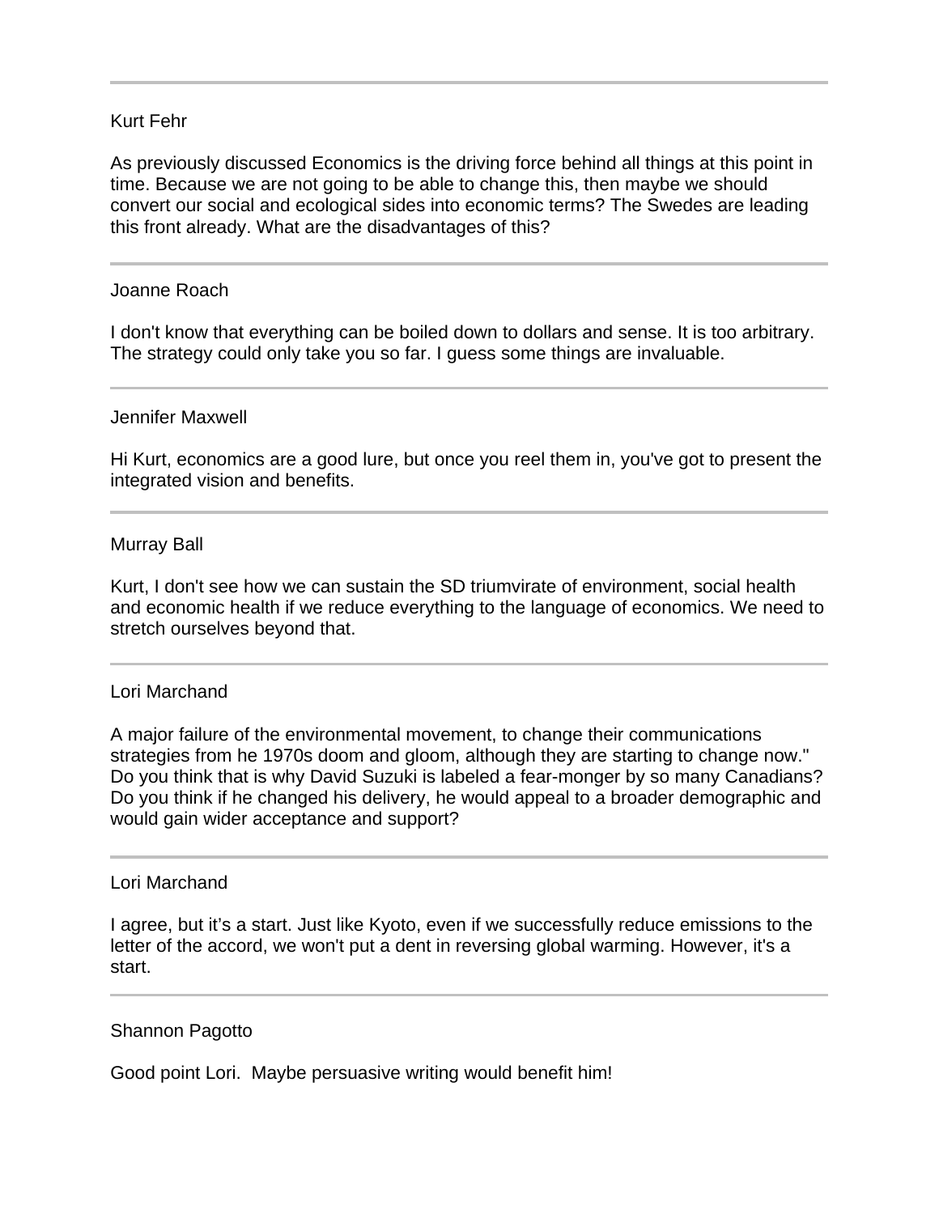---

Kurt Fehr

As previously discussed Economics is the driving force behind all things at this point in time. Because we are not going to be able to change this, then maybe we should convert our social and ecological sides into economic terms? The Swedes are leading this front already. What are the disadvantages of this?

---

Joanne Roach

I don't know that everything can be boiled down to dollars and sense. It is too arbitrary. The strategy could only take you so far. I guess some things are invaluable.

---

Jennifer Maxwell

Hi Kurt, economics are a good lure, but once you reel them in, you've got to present the integrated vision and benefits.

---

Murray Ball

Kurt, I don't see how we can sustain the SD triumvirate of environment, social health and economic health if we reduce everything to the language of economics. We need to stretch ourselves beyond that.

---

Lori Marchand

A major failure of the environmental movement, to change their communications strategies from he 1970s doom and gloom, although they are starting to change now." Do you think that is why David Suzuki is labeled a fear-monger by so many Canadians? Do you think if he changed his delivery, he would appeal to a broader demographic and would gain wider acceptance and support?

---

Lori Marchand

I agree, but it's a start. Just like Kyoto, even if we successfully reduce emissions to the letter of the accord, we won't put a dent in reversing global warming. However, it's a start.

---

Shannon Pagotto

Good point Lori. Maybe persuasive writing would benefit him!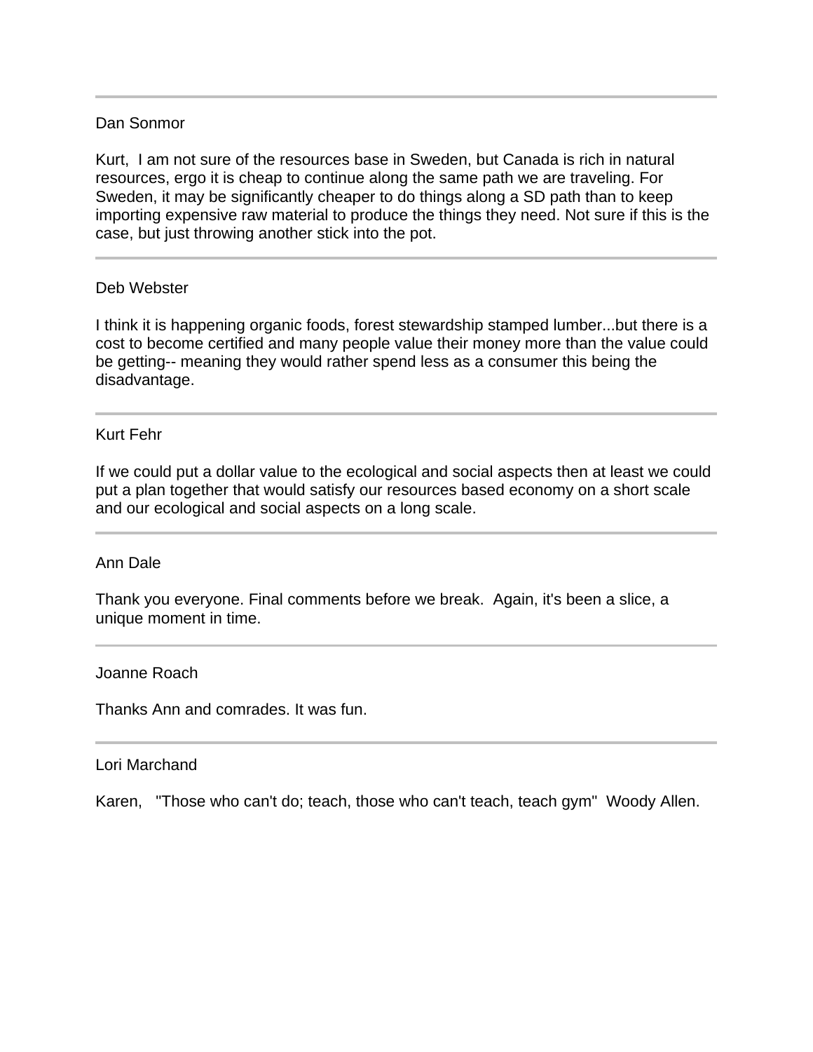---

Dan Sonmor

Kurt, I am not sure of the resources base in Sweden, but Canada is rich in natural resources, ergo it is cheap to continue along the same path we are traveling. For Sweden, it may be significantly cheaper to do things along a SD path than to keep importing expensive raw material to produce the things they need. Not sure if this is the case, but just throwing another stick into the pot.

---

Deb Webster

I think it is happening organic foods, forest stewardship stamped lumber...but there is a cost to become certified and many people value their money more than the value could be getting-- meaning they would rather spend less as a consumer this being the disadvantage.

---

Kurt Fehr

If we could put a dollar value to the ecological and social aspects then at least we could put a plan together that would satisfy our resources based economy on a short scale and our ecological and social aspects on a long scale.

---

Ann Dale

Thank you everyone. Final comments before we break. Again, it's been a slice, a unique moment in time.

---

Joanne Roach

Thanks Ann and comrades. It was fun.

---

Lori Marchand

Karen, "Those who can't do; teach, those who can't teach, teach gym" Woody Allen.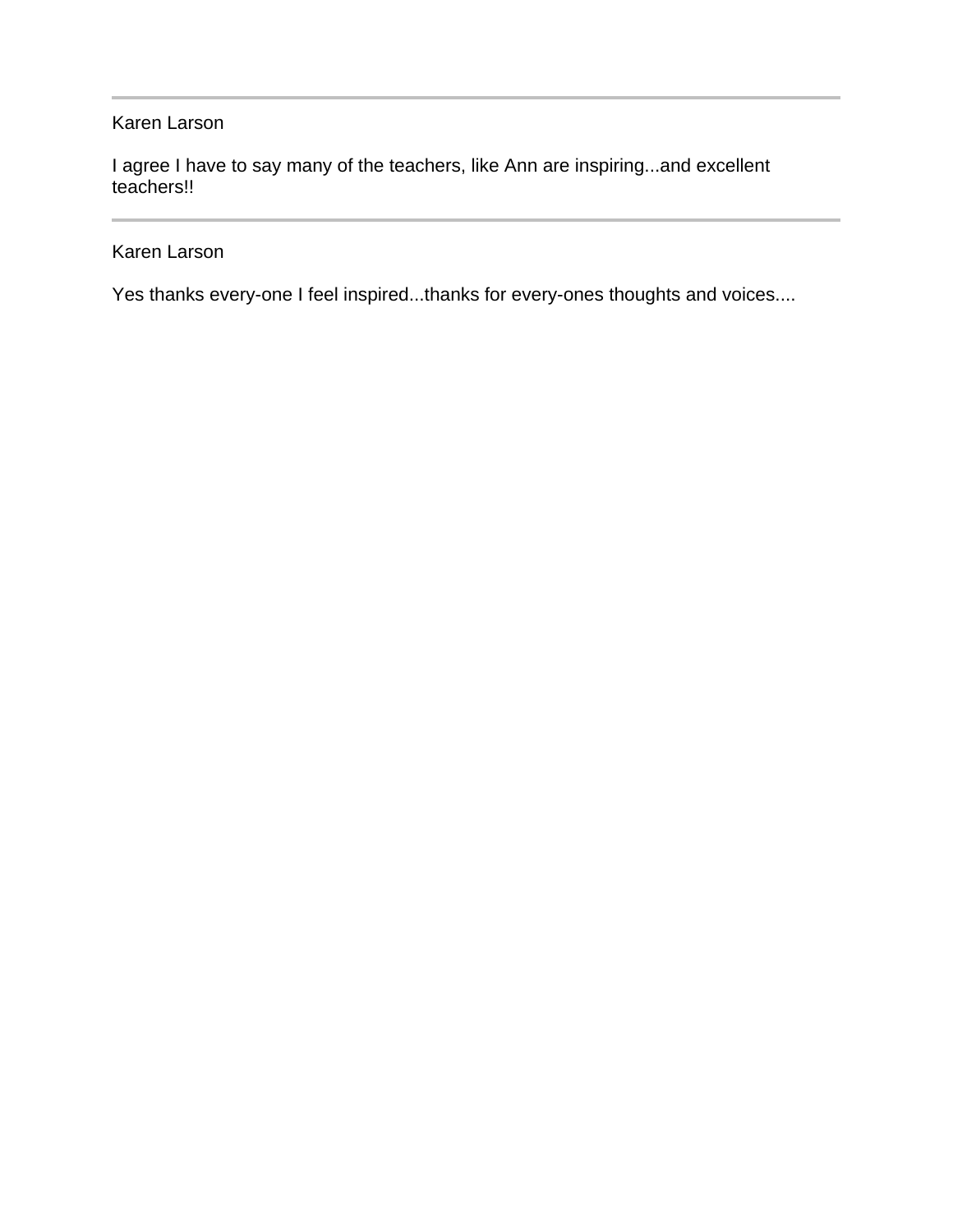---

Karen Larson

I agree I have to say many of the teachers, like Ann are inspiring...and excellent teachers!!

---

Karen Larson

Yes thanks every-one I feel inspired...thanks for every-ones thoughts and voices....